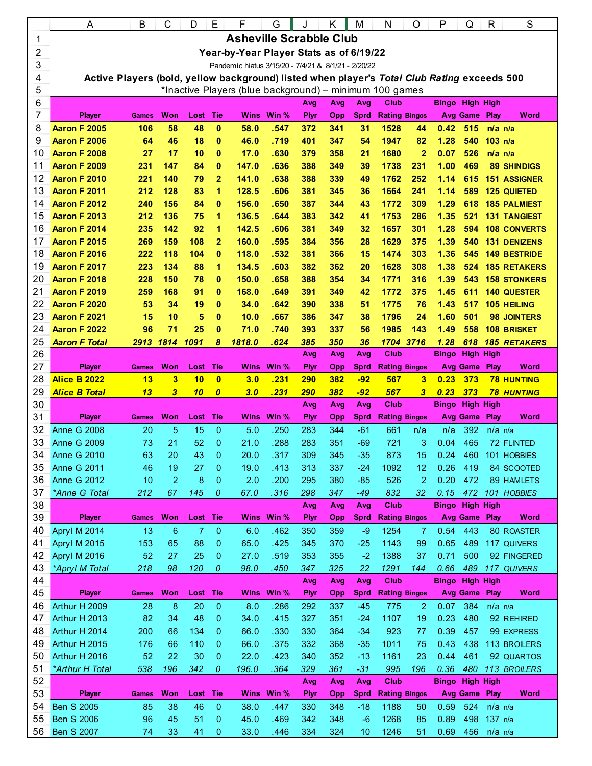# Asheville Scrabble Club

## Year-by-Year Player Stats as of 6/19/22

Pandemic hiatus 3/15/20 - 7/4/21 & 8/1/21 - 2/20/22

**Active Players (bold, yellow background) listed when player's *Total Club Rating* exceeds 500**

*Inactive Players (blue background) – minimum 100 games

| Player | Games | Won | Lost | Tie | Wins | Win % | Avg Plyr | Avg Opp | Avg Sprd | Club Rating | Bingos | Bingo Avg | High Game | High Play | Word |
|---|---|---|---|---|---|---|---|---|---|---|---|---|---|---|---|
| **Aaron F 2005** | **106** | **58** | **48** | **0** | **58.0** | **.547** | **372** | **341** | **31** | **1528** | **44** | **0.42** | **515** | **n/a** | **n/a** |
| **Aaron F 2006** | **64** | **46** | **18** | **0** | **46.0** | **.719** | **401** | **347** | **54** | **1947** | **82** | **1.28** | **540** | **103** | **n/a** |
| **Aaron F 2008** | **27** | **17** | **10** | **0** | **17.0** | **.630** | **379** | **358** | **21** | **1680** | **2** | **0.07** | **526** | **n/a** | **n/a** |
| **Aaron F 2009** | **231** | **147** | **84** | **0** | **147.0** | **.636** | **388** | **349** | **39** | **1738** | **231** | **1.00** | **469** | **89** | **SHINDIGS** |
| **Aaron F 2010** | **221** | **140** | **79** | **2** | **141.0** | **.638** | **388** | **339** | **49** | **1762** | **252** | **1.14** | **615** | **151** | **ASSIGNER** |
| **Aaron F 2011** | **212** | **128** | **83** | **1** | **128.5** | **.606** | **381** | **345** | **36** | **1664** | **241** | **1.14** | **589** | **125** | **QUIETED** |
| **Aaron F 2012** | **240** | **156** | **84** | **0** | **156.0** | **.650** | **387** | **344** | **43** | **1772** | **309** | **1.29** | **618** | **185** | **PALMIEST** |
| **Aaron F 2013** | **212** | **136** | **75** | **1** | **136.5** | **.644** | **383** | **342** | **41** | **1753** | **286** | **1.35** | **521** | **131** | **TANGIEST** |
| **Aaron F 2014** | **235** | **142** | **92** | **1** | **142.5** | **.606** | **381** | **349** | **32** | **1657** | **301** | **1.28** | **594** | **108** | **CONVERTS** |
| **Aaron F 2015** | **269** | **159** | **108** | **2** | **160.0** | **.595** | **384** | **356** | **28** | **1629** | **375** | **1.39** | **540** | **131** | **DENIZENS** |
| **Aaron F 2016** | **222** | **118** | **104** | **0** | **118.0** | **.532** | **381** | **366** | **15** | **1474** | **303** | **1.36** | **545** | **149** | **BESTRIDE** |
| **Aaron F 2017** | **223** | **134** | **88** | **1** | **134.5** | **.603** | **382** | **362** | **20** | **1628** | **308** | **1.38** | **524** | **185** | **RETAKERS** |
| **Aaron F 2018** | **228** | **150** | **78** | **0** | **150.0** | **.658** | **388** | **354** | **34** | **1771** | **316** | **1.39** | **543** | **158** | **STONKERS** |
| **Aaron F 2019** | **259** | **168** | **91** | **0** | **168.0** | **.649** | **391** | **349** | **42** | **1772** | **375** | **1.45** | **611** | **140** | **QUESTER** |
| **Aaron F 2020** | **53** | **34** | **19** | **0** | **34.0** | **.642** | **390** | **338** | **51** | **1775** | **76** | **1.43** | **517** | **105** | **HEILING** |
| **Aaron F 2021** | **15** | **10** | **5** | **0** | **10.0** | **.667** | **386** | **347** | **38** | **1796** | **24** | **1.60** | **501** | **98** | **JOINTERS** |
| **Aaron F 2022** | **96** | **71** | **25** | **0** | **71.0** | **.740** | **393** | **337** | **56** | **1985** | **143** | **1.49** | **558** | **108** | **BRISKET** |
| ***Aaron F Total*** | ***2913*** | ***1814*** | ***1091*** | ***8*** | ***1818.0*** | ***.624*** | ***385*** | ***350*** | ***36*** | ***1704*** | ***3716*** | ***1.28*** | ***618*** | ***185*** | ***RETAKERS*** |
| **Player** | **Games** | **Won** | **Lost** | **Tie** | **Wins** | **Win %** | **Avg Plyr** | **Avg Opp** | **Avg Sprd** | **Club Rating** | **Bingos** | **Bingo Avg** | **High Game** | **High Play** | **Word** |
| **Alice B 2022** | **13** | **3** | **10** | **0** | **3.0** | **.231** | **290** | **382** | **-92** | **567** | **3** | **0.23** | **373** | **78** | **HUNTING** |
| ***Alice B Total*** | ***13*** | ***3*** | ***10*** | ***0*** | ***3.0*** | ***.231*** | ***290*** | ***382*** | ***-92*** | ***567*** | ***3*** | ***0.23*** | ***373*** | ***78*** | ***HUNTING*** |
| **Player** | **Games** | **Won** | **Lost** | **Tie** | **Wins** | **Win %** | **Avg Plyr** | **Avg Opp** | **Avg Sprd** | **Club Rating** | **Bingos** | **Bingo Avg** | **High Game** | **High Play** | **Word** |
| Anne G 2008 | 20 | 5 | 15 | 0 | 5.0 | .250 | 283 | 344 | -61 | 661 | n/a | n/a | 392 | n/a | n/a |
| Anne G 2009 | 73 | 21 | 52 | 0 | 21.0 | .288 | 283 | 351 | -69 | 721 | 3 | 0.04 | 465 | 72 | FLINTED |
| Anne G 2010 | 63 | 20 | 43 | 0 | 20.0 | .317 | 309 | 345 | -35 | 873 | 15 | 0.24 | 460 | 101 | HOBBIES |
| Anne G 2011 | 46 | 19 | 27 | 0 | 19.0 | .413 | 313 | 337 | -24 | 1092 | 12 | 0.26 | 419 | 84 | SCOOTED |
| Anne G 2012 | 10 | 2 | 8 | 0 | 2.0 | .200 | 295 | 380 | -85 | 526 | 2 | 0.20 | 472 | 89 | HAMLETS |
| **Anne G Total* | *212* | *67* | *145* | *0* | *67.0* | *.316* | *298* | *347* | *-49* | *832* | *32* | *0.15* | *472* | *101* | *HOBBIES* |
| **Player** | **Games** | **Won** | **Lost** | **Tie** | **Wins** | **Win %** | **Avg Plyr** | **Avg Opp** | **Avg Sprd** | **Club Rating** | **Bingos** | **Bingo Avg** | **High Game** | **High Play** | **Word** |
| Apryl M 2014 | 13 | 6 | 7 | 0 | 6.0 | .462 | 350 | 359 | -9 | 1254 | 7 | 0.54 | 443 | 80 | ROASTER |
| Apryl M 2015 | 153 | 65 | 88 | 0 | 65.0 | .425 | 345 | 370 | -25 | 1143 | 99 | 0.65 | 489 | 117 | QUIVERS |
| Apryl M 2016 | 52 | 27 | 25 | 0 | 27.0 | .519 | 353 | 355 | -2 | 1388 | 37 | 0.71 | 500 | 92 | FINGERED |
| **Apryl M Total* | *218* | *98* | *120* | *0* | *98.0* | *.450* | *347* | *325* | *22* | *1291* | *144* | *0.66* | *489* | *117* | *QUIVERS* |
| **Player** | **Games** | **Won** | **Lost** | **Tie** | **Wins** | **Win %** | **Avg Plyr** | **Avg Opp** | **Avg Sprd** | **Club Rating** | **Bingos** | **Bingo Avg** | **High Game** | **High Play** | **Word** |
| Arthur H 2009 | 28 | 8 | 20 | 0 | 8.0 | .286 | 292 | 337 | -45 | 775 | 2 | 0.07 | 384 | n/a | n/a |
| Arthur H 2013 | 82 | 34 | 48 | 0 | 34.0 | .415 | 327 | 351 | -24 | 1107 | 19 | 0.23 | 480 | 92 | REHIRED |
| Arthur H 2014 | 200 | 66 | 134 | 0 | 66.0 | .330 | 330 | 364 | -34 | 923 | 77 | 0.39 | 457 | 99 | EXPRESS |
| Arthur H 2015 | 176 | 66 | 110 | 0 | 66.0 | .375 | 332 | 368 | -35 | 1011 | 75 | 0.43 | 438 | 113 | BROILERS |
| Arthur H 2016 | 52 | 22 | 30 | 0 | 22.0 | .423 | 340 | 352 | -13 | 1161 | 23 | 0.44 | 461 | 92 | QUARTOS |
| **Arthur H Total* | *538* | *196* | *342* | *0* | *196.0* | *.364* | *329* | *361* | *-31* | *995* | *196* | *0.36* | *480* | *113* | *BROILERS* |
| **Player** | **Games** | **Won** | **Lost** | **Tie** | **Wins** | **Win %** | **Avg Plyr** | **Avg Opp** | **Avg Sprd** | **Club Rating** | **Bingos** | **Bingo Avg** | **High Game** | **High Play** | **Word** |
| Ben S 2005 | 85 | 38 | 46 | 0 | 38.0 | .447 | 330 | 348 | -18 | 1188 | 50 | 0.59 | 524 | n/a | n/a |
| Ben S 2006 | 96 | 45 | 51 | 0 | 45.0 | .469 | 342 | 348 | -6 | 1268 | 85 | 0.89 | 498 | 137 | n/a |
| Ben S 2007 | 74 | 33 | 41 | 0 | 33.0 | .446 | 334 | 324 | 10 | 1246 | 51 | 0.69 | 456 | n/a | n/a |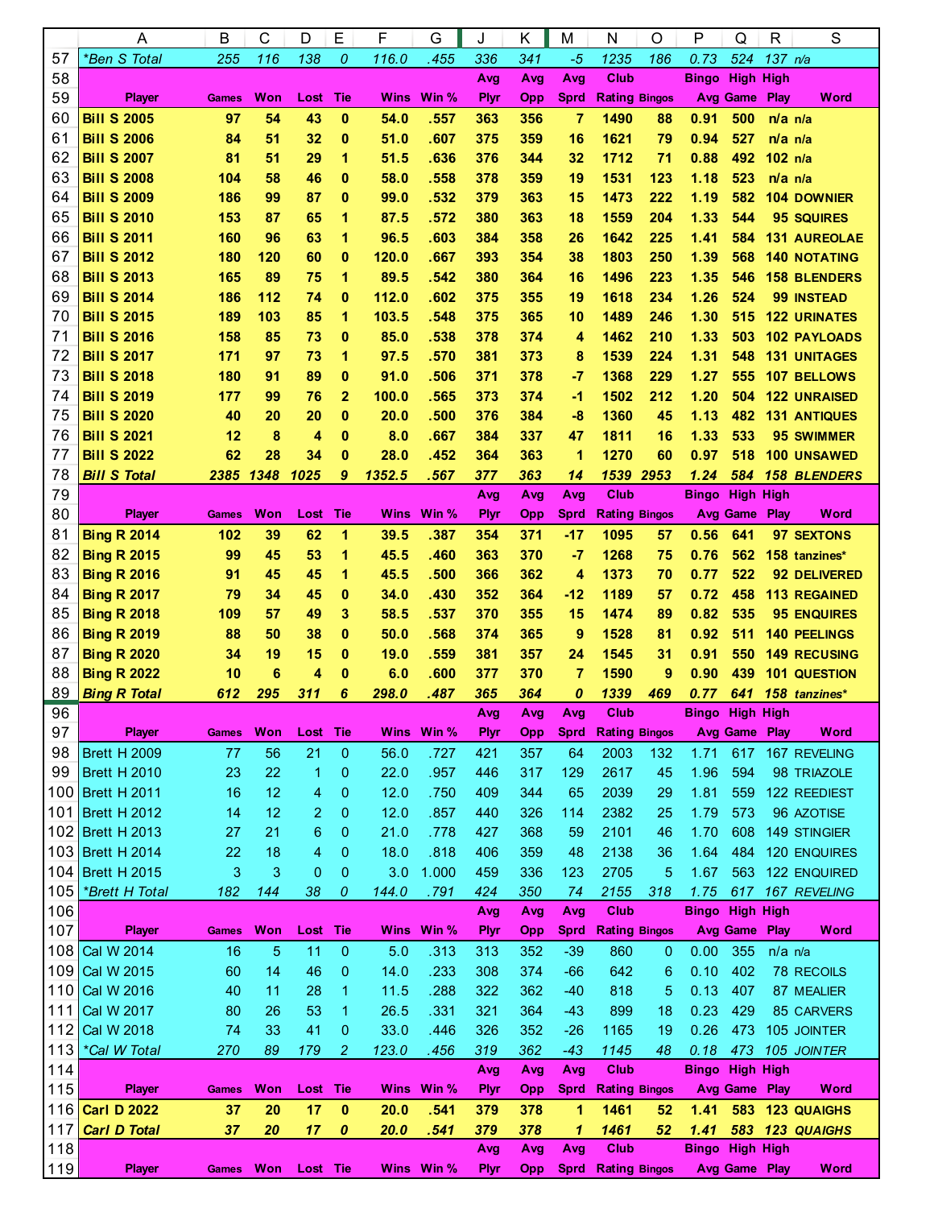| | A | B | C | D | E | F | G | J | K | M | N | O | P | Q | R | S |
|---|---|---|---|---|---|---|---|---|---|---|---|---|---|---|---|---|
| 57 | *Ben S Total | 255 | 116 | 138 | 0 | 116.0 | .455 | 336 | 341 | -5 | 1235 | 186 | 0.73 | 524 | 137 | n/a |
| 58 | | | | | | | | Avg | Avg | Avg | Club | | Bingo | High | High | |
| 59 | Player | Games | Won | Lost | Tie | Wins | Win % | Plyr | Opp | Sprd | Rating | Bingos | Avg | Game | Play | Word |
| 60 | Bill S 2005 | 97 | 54 | 43 | 0 | 54.0 | .557 | 363 | 356 | 7 | 1490 | 88 | 0.91 | 500 | n/a | n/a |
| 61 | Bill S 2006 | 84 | 51 | 32 | 0 | 51.0 | .607 | 375 | 359 | 16 | 1621 | 79 | 0.94 | 527 | n/a | n/a |
| 62 | Bill S 2007 | 81 | 51 | 29 | 1 | 51.5 | .636 | 376 | 344 | 32 | 1712 | 71 | 0.88 | 492 | 102 | n/a |
| 63 | Bill S 2008 | 104 | 58 | 46 | 0 | 58.0 | .558 | 378 | 359 | 19 | 1531 | 123 | 1.18 | 523 | n/a | n/a |
| 64 | Bill S 2009 | 186 | 99 | 87 | 0 | 99.0 | .532 | 379 | 363 | 15 | 1473 | 222 | 1.19 | 582 | 104 | DOWNIER |
| 65 | Bill S 2010 | 153 | 87 | 65 | 1 | 87.5 | .572 | 380 | 363 | 18 | 1559 | 204 | 1.33 | 544 | 95 | SQUIRES |
| 66 | Bill S 2011 | 160 | 96 | 63 | 1 | 96.5 | .603 | 384 | 358 | 26 | 1642 | 225 | 1.41 | 584 | 131 | AUREOLAE |
| 67 | Bill S 2012 | 180 | 120 | 60 | 0 | 120.0 | .667 | 393 | 354 | 38 | 1803 | 250 | 1.39 | 568 | 140 | NOTATING |
| 68 | Bill S 2013 | 165 | 89 | 75 | 1 | 89.5 | .542 | 380 | 364 | 16 | 1496 | 223 | 1.35 | 546 | 158 | BLENDERS |
| 69 | Bill S 2014 | 186 | 112 | 74 | 0 | 112.0 | .602 | 375 | 355 | 19 | 1618 | 234 | 1.26 | 524 | 99 | INSTEAD |
| 70 | Bill S 2015 | 189 | 103 | 85 | 1 | 103.5 | .548 | 375 | 365 | 10 | 1489 | 246 | 1.30 | 515 | 122 | URINATES |
| 71 | Bill S 2016 | 158 | 85 | 73 | 0 | 85.0 | .538 | 378 | 374 | 4 | 1462 | 210 | 1.33 | 503 | 102 | PAYLOADS |
| 72 | Bill S 2017 | 171 | 97 | 73 | 1 | 97.5 | .570 | 381 | 373 | 8 | 1539 | 224 | 1.31 | 548 | 131 | UNITAGES |
| 73 | Bill S 2018 | 180 | 91 | 89 | 0 | 91.0 | .506 | 371 | 378 | -7 | 1368 | 229 | 1.27 | 555 | 107 | BELLOWS |
| 74 | Bill S 2019 | 177 | 99 | 76 | 2 | 100.0 | .565 | 373 | 374 | -1 | 1502 | 212 | 1.20 | 504 | 122 | UNRAISED |
| 75 | Bill S 2020 | 40 | 20 | 20 | 0 | 20.0 | .500 | 376 | 384 | -8 | 1360 | 45 | 1.13 | 482 | 131 | ANTIQUES |
| 76 | Bill S 2021 | 12 | 8 | 4 | 0 | 8.0 | .667 | 384 | 337 | 47 | 1811 | 16 | 1.33 | 533 | 95 | SWIMMER |
| 77 | Bill S 2022 | 62 | 28 | 34 | 0 | 28.0 | .452 | 364 | 363 | 1 | 1270 | 60 | 0.97 | 518 | 100 | UNSAWED |
| 78 | Bill S Total | 2385 | 1348 | 1025 | 9 | 1352.5 | .567 | 377 | 363 | 14 | 1539 | 2953 | 1.24 | 584 | 158 | BLENDERS |
| 79 | | | | | | | | Avg | Avg | Avg | Club | | Bingo | High | High | |
| 80 | Player | Games | Won | Lost | Tie | Wins | Win % | Plyr | Opp | Sprd | Rating | Bingos | Avg | Game | Play | Word |
| 81 | Bing R 2014 | 102 | 39 | 62 | 1 | 39.5 | .387 | 354 | 371 | -17 | 1095 | 57 | 0.56 | 641 | 97 | SEXTONS |
| 82 | Bing R 2015 | 99 | 45 | 53 | 1 | 45.5 | .460 | 363 | 370 | -7 | 1268 | 75 | 0.76 | 562 | 158 | tanzines* |
| 83 | Bing R 2016 | 91 | 45 | 45 | 1 | 45.5 | .500 | 366 | 362 | 4 | 1373 | 70 | 0.77 | 522 | 92 | DELIVERED |
| 84 | Bing R 2017 | 79 | 34 | 45 | 0 | 34.0 | .430 | 352 | 364 | -12 | 1189 | 57 | 0.72 | 458 | 113 | REGAINED |
| 85 | Bing R 2018 | 109 | 57 | 49 | 3 | 58.5 | .537 | 370 | 355 | 15 | 1474 | 89 | 0.82 | 535 | 95 | ENQUIRES |
| 86 | Bing R 2019 | 88 | 50 | 38 | 0 | 50.0 | .568 | 374 | 365 | 9 | 1528 | 81 | 0.92 | 511 | 140 | PEELINGS |
| 87 | Bing R 2020 | 34 | 19 | 15 | 0 | 19.0 | .559 | 381 | 357 | 24 | 1545 | 31 | 0.91 | 550 | 149 | RECUSING |
| 88 | Bing R 2022 | 10 | 6 | 4 | 0 | 6.0 | .600 | 377 | 370 | 7 | 1590 | 9 | 0.90 | 439 | 101 | QUESTION |
| 89 | Bing R Total | 612 | 295 | 311 | 6 | 298.0 | .487 | 365 | 364 | 0 | 1339 | 469 | 0.77 | 641 | 158 | tanzines* |
| 96 | | | | | | | | Avg | Avg | Avg | Club | | Bingo | High | High | |
| 97 | Player | Games | Won | Lost | Tie | Wins | Win % | Plyr | Opp | Sprd | Rating | Bingos | Avg | Game | Play | Word |
| 98 | Brett H 2009 | 77 | 56 | 21 | 0 | 56.0 | .727 | 421 | 357 | 64 | 2003 | 132 | 1.71 | 617 | 167 | REVELING |
| 99 | Brett H 2010 | 23 | 22 | 1 | 0 | 22.0 | .957 | 446 | 317 | 129 | 2617 | 45 | 1.96 | 594 | 98 | TRIAZOLE |
| 100 | Brett H 2011 | 16 | 12 | 4 | 0 | 12.0 | .750 | 409 | 344 | 65 | 2039 | 29 | 1.81 | 559 | 122 | REEDIEST |
| 101 | Brett H 2012 | 14 | 12 | 2 | 0 | 12.0 | .857 | 440 | 326 | 114 | 2382 | 25 | 1.79 | 573 | 96 | AZOTISE |
| 102 | Brett H 2013 | 27 | 21 | 6 | 0 | 21.0 | .778 | 427 | 368 | 59 | 2101 | 46 | 1.70 | 608 | 149 | STINGIER |
| 103 | Brett H 2014 | 22 | 18 | 4 | 0 | 18.0 | .818 | 406 | 359 | 48 | 2138 | 36 | 1.64 | 484 | 120 | ENQUIRES |
| 104 | Brett H 2015 | 3 | 3 | 0 | 0 | 3.0 | 1.000 | 459 | 336 | 123 | 2705 | 5 | 1.67 | 563 | 122 | ENQUIRED |
| 105 | *Brett H Total | 182 | 144 | 38 | 0 | 144.0 | .791 | 424 | 350 | 74 | 2155 | 318 | 1.75 | 617 | 167 | REVELING |
| 106 | | | | | | | | Avg | Avg | Avg | Club | | Bingo | High | High | |
| 107 | Player | Games | Won | Lost | Tie | Wins | Win % | Plyr | Opp | Sprd | Rating | Bingos | Avg | Game | Play | Word |
| 108 | Cal W 2014 | 16 | 5 | 11 | 0 | 5.0 | .313 | 313 | 352 | -39 | 860 | 0 | 0.00 | 355 | n/a | n/a |
| 109 | Cal W 2015 | 60 | 14 | 46 | 0 | 14.0 | .233 | 308 | 374 | -66 | 642 | 6 | 0.10 | 402 | 78 | RECOILS |
| 110 | Cal W 2016 | 40 | 11 | 28 | 1 | 11.5 | .288 | 322 | 362 | -40 | 818 | 5 | 0.13 | 407 | 87 | MEALIER |
| 111 | Cal W 2017 | 80 | 26 | 53 | 1 | 26.5 | .331 | 321 | 364 | -43 | 899 | 18 | 0.23 | 429 | 85 | CARVERS |
| 112 | Cal W 2018 | 74 | 33 | 41 | 0 | 33.0 | .446 | 326 | 352 | -26 | 1165 | 19 | 0.26 | 473 | 105 | JOINTER |
| 113 | *Cal W Total | 270 | 89 | 179 | 2 | 123.0 | .456 | 319 | 362 | -43 | 1145 | 48 | 0.18 | 473 | 105 | JOINTER |
| 114 | | | | | | | | Avg | Avg | Avg | Club | | Bingo | High | High | |
| 115 | Player | Games | Won | Lost | Tie | Wins | Win % | Plyr | Opp | Sprd | Rating | Bingos | Avg | Game | Play | Word |
| 116 | Carl D 2022 | 37 | 20 | 17 | 0 | 20.0 | .541 | 379 | 378 | 1 | 1461 | 52 | 1.41 | 583 | 123 | QUAIGHS |
| 117 | Carl D Total | 37 | 20 | 17 | 0 | 20.0 | .541 | 379 | 378 | 1 | 1461 | 52 | 1.41 | 583 | 123 | QUAIGHS |
| 118 | | | | | | | | Avg | Avg | Avg | Club | | Bingo | High | High | |
| 119 | Player | Games | Won | Lost | Tie | Wins | Win % | Plyr | Opp | Sprd | Rating | Bingos | Avg | Game | Play | Word |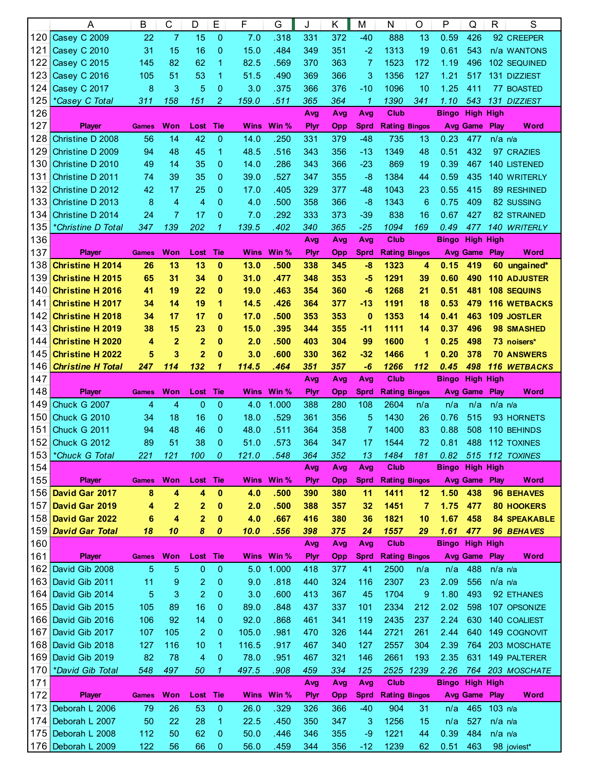| | A | B | C | D | E | F | G | J | K | M | N | O | P | Q | R | S |
|---|---|---|---|---|---|---|---|---|---|---|---|---|---|---|---|---|
| 120 | Casey C 2009 | 22 | 7 | 15 | 0 | 7.0 | .318 | 331 | 372 | -40 | 888 | 13 | 0.59 | 426 | 92 | CREEPER |
| 121 | Casey C 2010 | 31 | 15 | 16 | 0 | 15.0 | .484 | 349 | 351 | -2 | 1313 | 19 | 0.61 | 543 | n/a | WANTONS |
| 122 | Casey C 2015 | 145 | 82 | 62 | 1 | 82.5 | .569 | 370 | 363 | 7 | 1523 | 172 | 1.19 | 496 | 102 | SEQUINED |
| 123 | Casey C 2016 | 105 | 51 | 53 | 1 | 51.5 | .490 | 369 | 366 | 3 | 1356 | 127 | 1.21 | 517 | 131 | DIZZIEST |
| 124 | Casey C 2017 | 8 | 3 | 5 | 0 | 3.0 | .375 | 366 | 376 | -10 | 1096 | 10 | 1.25 | 411 | 77 | BOASTED |
| 125 | *\*Casey C Total* | *311* | *158* | *151* | *2* | *159.0* | *.511* | *365* | *364* | *1* | *1390* | *341* | *1.10* | *543* | *131* | *DIZZIEST* |
| 126 | | | | | | | | Avg | Avg | Avg | Club | | Bingo | High | High | |
| 127 | Player | Games | Won | Lost | Tie | Wins | Win % | Plyr | Opp | Sprd | Rating | Bingos | Avg | Game | Play | Word |
| 128 | Christine D 2008 | 56 | 14 | 42 | 0 | 14.0 | .250 | 331 | 379 | -48 | 735 | 13 | 0.23 | 477 | n/a | n/a |
| 129 | Christine D 2009 | 94 | 48 | 45 | 1 | 48.5 | .516 | 343 | 356 | -13 | 1349 | 48 | 0.51 | 432 | 97 | CRAZIES |
| 130 | Christine D 2010 | 49 | 14 | 35 | 0 | 14.0 | .286 | 343 | 366 | -23 | 869 | 19 | 0.39 | 467 | 140 | LISTENED |
| 131 | Christine D 2011 | 74 | 39 | 35 | 0 | 39.0 | .527 | 347 | 355 | -8 | 1384 | 44 | 0.59 | 435 | 140 | WRITERLY |
| 132 | Christine D 2012 | 42 | 17 | 25 | 0 | 17.0 | .405 | 329 | 377 | -48 | 1043 | 23 | 0.55 | 415 | 89 | RESHINED |
| 133 | Christine D 2013 | 8 | 4 | 4 | 0 | 4.0 | .500 | 358 | 366 | -8 | 1343 | 6 | 0.75 | 409 | 82 | SUSSING |
| 134 | Christine D 2014 | 24 | 7 | 17 | 0 | 7.0 | .292 | 333 | 373 | -39 | 838 | 16 | 0.67 | 427 | 82 | STRAINED |
| 135 | *\*Christine D Total* | *347* | *139* | *202* | *1* | *139.5* | *.402* | *340* | *365* | *-25* | *1094* | *169* | *0.49* | *477* | *140* | *WRITERLY* |
| 136 | | | | | | | | Avg | Avg | Avg | Club | | Bingo | High | High | |
| 137 | Player | Games | Won | Lost | Tie | Wins | Win % | Plyr | Opp | Sprd | Rating | Bingos | Avg | Game | Play | Word |
| 138 | **Christine H 2014** | **26** | **13** | **13** | **0** | **13.0** | **.500** | **338** | **345** | **-8** | **1323** | **4** | **0.15** | **419** | **60** | **ungained\*** |
| 139 | **Christine H 2015** | **65** | **31** | **34** | **0** | **31.0** | **.477** | **348** | **353** | **-5** | **1291** | **39** | **0.60** | **490** | **110** | **ADJUSTER** |
| 140 | **Christine H 2016** | **41** | **19** | **22** | **0** | **19.0** | **.463** | **354** | **360** | **-6** | **1268** | **21** | **0.51** | **481** | **108** | **SEQUINS** |
| 141 | **Christine H 2017** | **34** | **14** | **19** | **1** | **14.5** | **.426** | **364** | **377** | **-13** | **1191** | **18** | **0.53** | **479** | **116** | **WETBACKS** |
| 142 | **Christine H 2018** | **34** | **17** | **17** | **0** | **17.0** | **.500** | **353** | **353** | **0** | **1353** | **14** | **0.41** | **463** | **109** | **JOSTLER** |
| 143 | **Christine H 2019** | **38** | **15** | **23** | **0** | **15.0** | **.395** | **344** | **355** | **-11** | **1111** | **14** | **0.37** | **496** | **98** | **SMASHED** |
| 144 | **Christine H 2020** | **4** | **2** | **2** | **0** | **2.0** | **.500** | **403** | **304** | **99** | **1600** | **1** | **0.25** | **498** | **73** | **noisers\*** |
| 145 | **Christine H 2022** | **5** | **3** | **2** | **0** | **3.0** | **.600** | **330** | **362** | **-32** | **1466** | **1** | **0.20** | **378** | **70** | **ANSWERS** |
| 146 | ***Christine H Total*** | ***247*** | ***114*** | ***132*** | ***1*** | ***114.5*** | ***.464*** | ***351*** | ***357*** | ***-6*** | ***1266*** | ***112*** | ***0.45*** | ***498*** | ***116*** | ***WETBACKS*** |
| 147 | | | | | | | | Avg | Avg | Avg | Club | | Bingo | High | High | |
| 148 | Player | Games | Won | Lost | Tie | Wins | Win % | Plyr | Opp | Sprd | Rating | Bingos | Avg | Game | Play | Word |
| 149 | Chuck G 2007 | 4 | 4 | 0 | 0 | 4.0 | 1.000 | 388 | 280 | 108 | 2604 | n/a | n/a | n/a | n/a | n/a |
| 150 | Chuck G 2010 | 34 | 18 | 16 | 0 | 18.0 | .529 | 361 | 356 | 5 | 1430 | 26 | 0.76 | 515 | 93 | HORNETS |
| 151 | Chuck G 2011 | 94 | 48 | 46 | 0 | 48.0 | .511 | 364 | 358 | 7 | 1400 | 83 | 0.88 | 508 | 110 | BEHINDS |
| 152 | Chuck G 2012 | 89 | 51 | 38 | 0 | 51.0 | .573 | 364 | 347 | 17 | 1544 | 72 | 0.81 | 488 | 112 | TOXINES |
| 153 | *\*Chuck G Total* | *221* | *121* | *100* | *0* | *121.0* | *.548* | *364* | *352* | *13* | *1484* | *181* | *0.82* | *515* | *112* | *TOXINES* |
| 154 | | | | | | | | Avg | Avg | Avg | Club | | Bingo | High | High | |
| 155 | Player | Games | Won | Lost | Tie | Wins | Win % | Plyr | Opp | Sprd | Rating | Bingos | Avg | Game | Play | Word |
| 156 | **David Gar 2017** | **8** | **4** | **4** | **0** | **4.0** | **.500** | **390** | **380** | **11** | **1411** | **12** | **1.50** | **438** | **96** | **BEHAVES** |
| 157 | **David Gar 2019** | **4** | **2** | **2** | **0** | **2.0** | **.500** | **388** | **357** | **32** | **1451** | **7** | **1.75** | **477** | **80** | **HOOKERS** |
| 158 | **David Gar 2022** | **6** | **4** | **2** | **0** | **4.0** | **.667** | **416** | **380** | **36** | **1821** | **10** | **1.67** | **458** | **84** | **SPEAKABLE** |
| 159 | ***David Gar Total*** | ***18*** | ***10*** | ***8*** | ***0*** | ***10.0*** | ***.556*** | ***398*** | ***375*** | ***24*** | ***1557*** | ***29*** | ***1.61*** | ***477*** | ***96*** | ***BEHAVES*** |
| 160 | | | | | | | | Avg | Avg | Avg | Club | | Bingo | High | High | |
| 161 | Player | Games | Won | Lost | Tie | Wins | Win % | Plyr | Opp | Sprd | Rating | Bingos | Avg | Game | Play | Word |
| 162 | David Gib 2008 | 5 | 5 | 0 | 0 | 5.0 | 1.000 | 418 | 377 | 41 | 2500 | n/a | n/a | 488 | n/a | n/a |
| 163 | David Gib 2011 | 11 | 9 | 2 | 0 | 9.0 | .818 | 440 | 324 | 116 | 2307 | 23 | 2.09 | 556 | n/a | n/a |
| 164 | David Gib 2014 | 5 | 3 | 2 | 0 | 3.0 | .600 | 413 | 367 | 45 | 1704 | 9 | 1.80 | 493 | 92 | ETHANES |
| 165 | David Gib 2015 | 105 | 89 | 16 | 0 | 89.0 | .848 | 437 | 337 | 101 | 2334 | 212 | 2.02 | 598 | 107 | OPSONIZE |
| 166 | David Gib 2016 | 106 | 92 | 14 | 0 | 92.0 | .868 | 461 | 341 | 119 | 2435 | 237 | 2.24 | 630 | 140 | COALIEST |
| 167 | David Gib 2017 | 107 | 105 | 2 | 0 | 105.0 | .981 | 470 | 326 | 144 | 2721 | 261 | 2.44 | 640 | 149 | COGNOVIT |
| 168 | David Gib 2018 | 127 | 116 | 10 | 1 | 116.5 | .917 | 467 | 340 | 127 | 2557 | 304 | 2.39 | 764 | 203 | MOSCHATE |
| 169 | David Gib 2019 | 82 | 78 | 4 | 0 | 78.0 | .951 | 467 | 321 | 146 | 2661 | 193 | 2.35 | 631 | 149 | PALTERER |
| 170 | *\*David Gib Total* | *548* | *497* | *50* | *1* | *497.5* | *.908* | *459* | *334* | *125* | *2525* | *1239* | *2.26* | *764* | *203* | *MOSCHATE* |
| 171 | | | | | | | | Avg | Avg | Avg | Club | | Bingo | High | High | |
| 172 | Player | Games | Won | Lost | Tie | Wins | Win % | Plyr | Opp | Sprd | Rating | Bingos | Avg | Game | Play | Word |
| 173 | Deborah L 2006 | 79 | 26 | 53 | 0 | 26.0 | .329 | 326 | 366 | -40 | 904 | 31 | n/a | 465 | 103 | n/a |
| 174 | Deborah L 2007 | 50 | 22 | 28 | 1 | 22.5 | .450 | 350 | 347 | 3 | 1256 | 15 | n/a | 527 | n/a | n/a |
| 175 | Deborah L 2008 | 112 | 50 | 62 | 0 | 50.0 | .446 | 346 | 355 | -9 | 1221 | 44 | 0.39 | 484 | n/a | n/a |
| 176 | Deborah L 2009 | 122 | 56 | 66 | 0 | 56.0 | .459 | 344 | 356 | -12 | 1239 | 62 | 0.51 | 463 | 98 | joviest\* |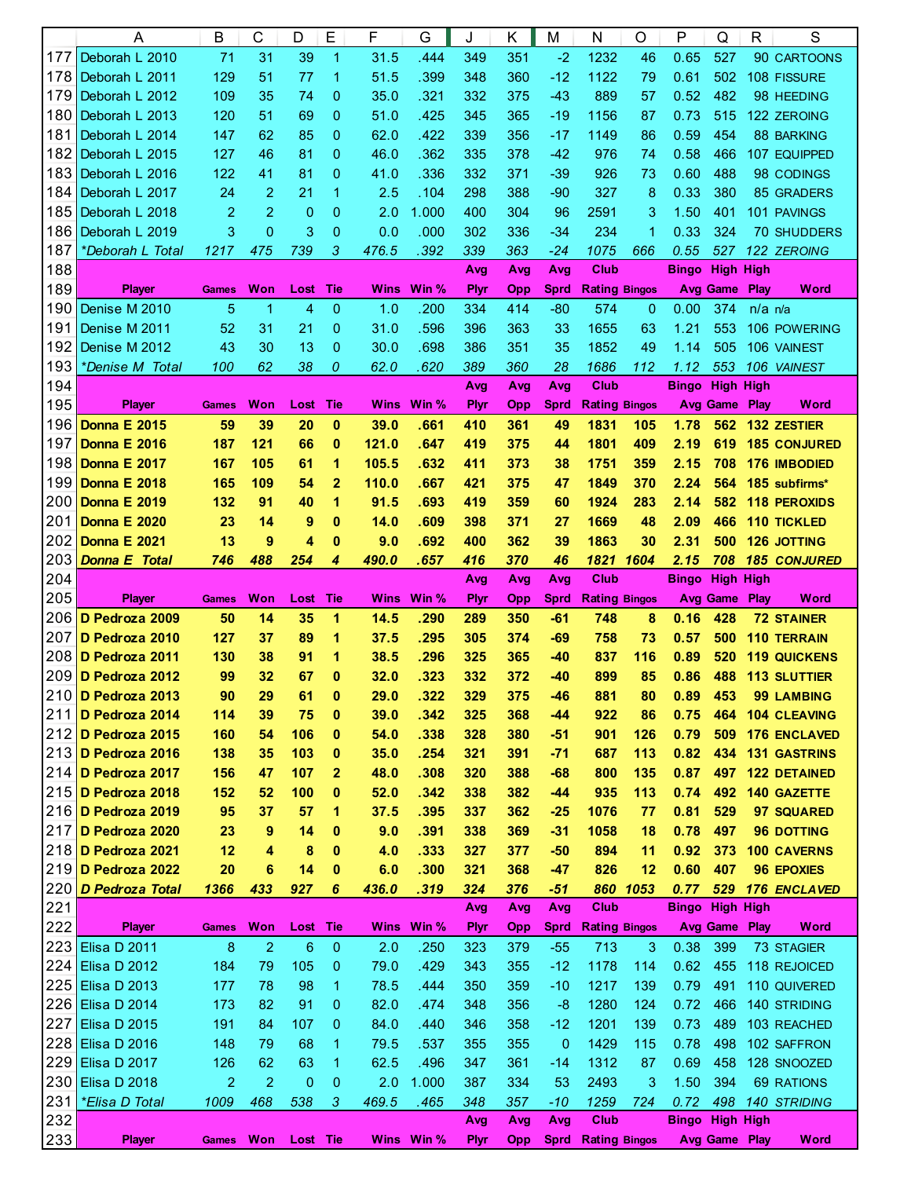| | A | B | C | D | E | F | G | J | K | M | N | O | P | Q | R | S |
|---|---|---|---|---|---|---|---|---|---|---|---|---|---|---|---|---|
| 177 | Deborah L 2010 | 71 | 31 | 39 | 1 | 31.5 | .444 | 349 | 351 | -2 | 1232 | 46 | 0.65 | 527 | 90 | CARTOONS |
| 178 | Deborah L 2011 | 129 | 51 | 77 | 1 | 51.5 | .399 | 348 | 360 | -12 | 1122 | 79 | 0.61 | 502 | 108 | FISSURE |
| 179 | Deborah L 2012 | 109 | 35 | 74 | 0 | 35.0 | .321 | 332 | 375 | -43 | 889 | 57 | 0.52 | 482 | 98 | HEEDING |
| 180 | Deborah L 2013 | 120 | 51 | 69 | 0 | 51.0 | .425 | 345 | 365 | -19 | 1156 | 87 | 0.73 | 515 | 122 | ZEROING |
| 181 | Deborah L 2014 | 147 | 62 | 85 | 0 | 62.0 | .422 | 339 | 356 | -17 | 1149 | 86 | 0.59 | 454 | 88 | BARKING |
| 182 | Deborah L 2015 | 127 | 46 | 81 | 0 | 46.0 | .362 | 335 | 378 | -42 | 976 | 74 | 0.58 | 466 | 107 | EQUIPPED |
| 183 | Deborah L 2016 | 122 | 41 | 81 | 0 | 41.0 | .336 | 332 | 371 | -39 | 926 | 73 | 0.60 | 488 | 98 | CODINGS |
| 184 | Deborah L 2017 | 24 | 2 | 21 | 1 | 2.5 | .104 | 298 | 388 | -90 | 327 | 8 | 0.33 | 380 | 85 | GRADERS |
| 185 | Deborah L 2018 | 2 | 2 | 0 | 0 | 2.0 | 1.000 | 400 | 304 | 96 | 2591 | 3 | 1.50 | 401 | 101 | PAVINGS |
| 186 | Deborah L 2019 | 3 | 0 | 3 | 0 | 0.0 | .000 | 302 | 336 | -34 | 234 | 1 | 0.33 | 324 | 70 | SHUDDERS |
| 187 | *Deborah L Total* | *1217* | *475* | *739* | *3* | *476.5* | *.392* | *339* | *363* | *-24* | *1075* | *666* | *0.55* | *527* | *122* | *ZEROING* |
| 188 | | | | | | | | Avg | Avg | Avg | Club | | Bingo | High | High | |
| 189 | Player | Games | Won | Lost | Tie | Wins | Win % | Plyr | Opp | Sprd | Rating | Bingos | Avg | Game | Play | Word |
| 190 | Denise M 2010 | 5 | 1 | 4 | 0 | 1.0 | .200 | 334 | 414 | -80 | 574 | 0 | 0.00 | 374 | n/a | n/a |
| 191 | Denise M 2011 | 52 | 31 | 21 | 0 | 31.0 | .596 | 396 | 363 | 33 | 1655 | 63 | 1.21 | 553 | 106 | POWERING |
| 192 | Denise M 2012 | 43 | 30 | 13 | 0 | 30.0 | .698 | 386 | 351 | 35 | 1852 | 49 | 1.14 | 505 | 106 | VAINEST |
| 193 | *Denise M Total* | *100* | *62* | *38* | *0* | *62.0* | *.620* | *389* | *360* | *28* | *1686* | *112* | *1.12* | *553* | *106* | *VAINEST* |
| 194 | | | | | | | | Avg | Avg | Avg | Club | | Bingo | High | High | |
| 195 | Player | Games | Won | Lost | Tie | Wins | Win % | Plyr | Opp | Sprd | Rating | Bingos | Avg | Game | Play | Word |
| 196 | **Donna E 2015** | **59** | **39** | **20** | **0** | **39.0** | **.661** | **410** | **361** | **49** | **1831** | **105** | **1.78** | **562** | **132** | **ZESTIER** |
| 197 | **Donna E 2016** | **187** | **121** | **66** | **0** | **121.0** | **.647** | **419** | **375** | **44** | **1801** | **409** | **2.19** | **619** | **185** | **CONJURED** |
| 198 | **Donna E 2017** | **167** | **105** | **61** | **1** | **105.5** | **.632** | **411** | **373** | **38** | **1751** | **359** | **2.15** | **708** | **176** | **IMBODIED** |
| 199 | **Donna E 2018** | **165** | **109** | **54** | **2** | **110.0** | **.667** | **421** | **375** | **47** | **1849** | **370** | **2.24** | **564** | **185** | **subfirms*** |
| 200 | **Donna E 2019** | **132** | **91** | **40** | **1** | **91.5** | **.693** | **419** | **359** | **60** | **1924** | **283** | **2.14** | **582** | **118** | **PEROXIDS** |
| 201 | **Donna E 2020** | **23** | **14** | **9** | **0** | **14.0** | **.609** | **398** | **371** | **27** | **1669** | **48** | **2.09** | **466** | **110** | **TICKLED** |
| 202 | **Donna E 2021** | **13** | **9** | **4** | **0** | **9.0** | **.692** | **400** | **362** | **39** | **1863** | **30** | **2.31** | **500** | **126** | **JOTTING** |
| 203 | ***Donna E Total*** | ***746*** | ***488*** | ***254*** | ***4*** | ***490.0*** | ***.657*** | ***416*** | ***370*** | ***46*** | ***1821*** | ***1604*** | ***2.15*** | ***708*** | ***185*** | ***CONJURED*** |
| 204 | | | | | | | | Avg | Avg | Avg | Club | | Bingo | High | High | |
| 205 | Player | Games | Won | Lost | Tie | Wins | Win % | Plyr | Opp | Sprd | Rating | Bingos | Avg | Game | Play | Word |
| 206 | **D Pedroza 2009** | **50** | **14** | **35** | **1** | **14.5** | **.290** | **289** | **350** | **-61** | **748** | **8** | **0.16** | **428** | **72** | **STAINER** |
| 207 | **D Pedroza 2010** | **127** | **37** | **89** | **1** | **37.5** | **.295** | **305** | **374** | **-69** | **758** | **73** | **0.57** | **500** | **110** | **TERRAIN** |
| 208 | **D Pedroza 2011** | **130** | **38** | **91** | **1** | **38.5** | **.296** | **325** | **365** | **-40** | **837** | **116** | **0.89** | **520** | **119** | **QUICKENS** |
| 209 | **D Pedroza 2012** | **99** | **32** | **67** | **0** | **32.0** | **.323** | **332** | **372** | **-40** | **899** | **85** | **0.86** | **488** | **113** | **SLUTTIER** |
| 210 | **D Pedroza 2013** | **90** | **29** | **61** | **0** | **29.0** | **.322** | **329** | **375** | **-46** | **881** | **80** | **0.89** | **453** | **99** | **LAMBING** |
| 211 | **D Pedroza 2014** | **114** | **39** | **75** | **0** | **39.0** | **.342** | **325** | **368** | **-44** | **922** | **86** | **0.75** | **464** | **104** | **CLEAVING** |
| 212 | **D Pedroza 2015** | **160** | **54** | **106** | **0** | **54.0** | **.338** | **328** | **380** | **-51** | **901** | **126** | **0.79** | **509** | **176** | **ENCLAVED** |
| 213 | **D Pedroza 2016** | **138** | **35** | **103** | **0** | **35.0** | **.254** | **321** | **391** | **-71** | **687** | **113** | **0.82** | **434** | **131** | **GASTRINS** |
| 214 | **D Pedroza 2017** | **156** | **47** | **107** | **2** | **48.0** | **.308** | **320** | **388** | **-68** | **800** | **135** | **0.87** | **497** | **122** | **DETAINED** |
| 215 | **D Pedroza 2018** | **152** | **52** | **100** | **0** | **52.0** | **.342** | **338** | **382** | **-44** | **935** | **113** | **0.74** | **492** | **140** | **GAZETTE** |
| 216 | **D Pedroza 2019** | **95** | **37** | **57** | **1** | **37.5** | **.395** | **337** | **362** | **-25** | **1076** | **77** | **0.81** | **529** | **97** | **SQUARED** |
| 217 | **D Pedroza 2020** | **23** | **9** | **14** | **0** | **9.0** | **.391** | **338** | **369** | **-31** | **1058** | **18** | **0.78** | **497** | **96** | **DOTTING** |
| 218 | **D Pedroza 2021** | **12** | **4** | **8** | **0** | **4.0** | **.333** | **327** | **377** | **-50** | **894** | **11** | **0.92** | **373** | **100** | **CAVERNS** |
| 219 | **D Pedroza 2022** | **20** | **6** | **14** | **0** | **6.0** | **.300** | **321** | **368** | **-47** | **826** | **12** | **0.60** | **407** | **96** | **EPOXIES** |
| 220 | ***D Pedroza Total*** | ***1366*** | ***433*** | ***927*** | ***6*** | ***436.0*** | ***.319*** | ***324*** | ***376*** | ***-51*** | ***860*** | ***1053*** | ***0.77*** | ***529*** | ***176*** | ***ENCLAVED*** |
| 221 | | | | | | | | Avg | Avg | Avg | Club | | Bingo | High | High | |
| 222 | Player | Games | Won | Lost | Tie | Wins | Win % | Plyr | Opp | Sprd | Rating | Bingos | Avg | Game | Play | Word |
| 223 | Elisa D 2011 | 8 | 2 | 6 | 0 | 2.0 | .250 | 323 | 379 | -55 | 713 | 3 | 0.38 | 399 | 73 | STAGIER |
| 224 | Elisa D 2012 | 184 | 79 | 105 | 0 | 79.0 | .429 | 343 | 355 | -12 | 1178 | 114 | 0.62 | 455 | 118 | REJOICED |
| 225 | Elisa D 2013 | 177 | 78 | 98 | 1 | 78.5 | .444 | 350 | 359 | -10 | 1217 | 139 | 0.79 | 491 | 110 | QUIVERED |
| 226 | Elisa D 2014 | 173 | 82 | 91 | 0 | 82.0 | .474 | 348 | 356 | -8 | 1280 | 124 | 0.72 | 466 | 140 | STRIDING |
| 227 | Elisa D 2015 | 191 | 84 | 107 | 0 | 84.0 | .440 | 346 | 358 | -12 | 1201 | 139 | 0.73 | 489 | 103 | REACHED |
| 228 | Elisa D 2016 | 148 | 79 | 68 | 1 | 79.5 | .537 | 355 | 355 | 0 | 1429 | 115 | 0.78 | 498 | 102 | SAFFRON |
| 229 | Elisa D 2017 | 126 | 62 | 63 | 1 | 62.5 | .496 | 347 | 361 | -14 | 1312 | 87 | 0.69 | 458 | 128 | SNOOZED |
| 230 | Elisa D 2018 | 2 | 2 | 0 | 0 | 2.0 | 1.000 | 387 | 334 | 53 | 2493 | 3 | 1.50 | 394 | 69 | RATIONS |
| 231 | *Elisa D Total* | *1009* | *468* | *538* | *3* | *469.5* | *.465* | *348* | *357* | *-10* | *1259* | *724* | *0.72* | *498* | *140* | *STRIDING* |
| 232 | | | | | | | | Avg | Avg | Avg | Club | | Bingo | High | High | |
| 233 | Player | Games | Won | Lost | Tie | Wins | Win % | Plyr | Opp | Sprd | Rating | Bingos | Avg | Game | Play | Word |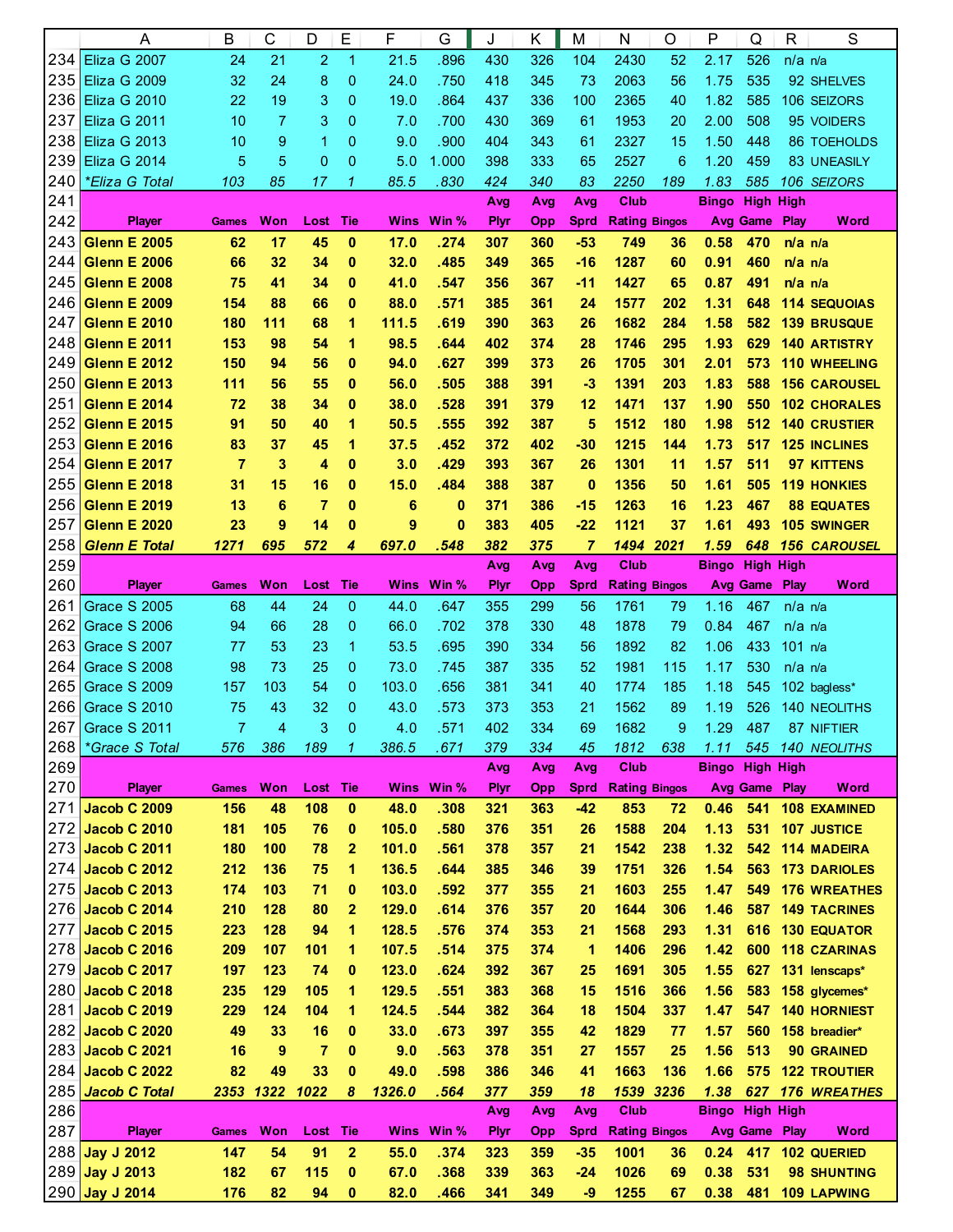| | A | B | C | D | E | F | G | J | K | M | N | O | P | Q | R | S |
|---|---|---|---|---|---|---|---|---|---|---|---|---|---|---|---|---|
| 234 | Eliza G 2007 | 24 | 21 | 2 | 1 | 21.5 | .896 | 430 | 326 | 104 | 2430 | 52 | 2.17 | 526 | n/a | n/a |
| 235 | Eliza G 2009 | 32 | 24 | 8 | 0 | 24.0 | .750 | 418 | 345 | 73 | 2063 | 56 | 1.75 | 535 | 92 | SHELVES |
| 236 | Eliza G 2010 | 22 | 19 | 3 | 0 | 19.0 | .864 | 437 | 336 | 100 | 2365 | 40 | 1.82 | 585 | 106 | SEIZORS |
| 237 | Eliza G 2011 | 10 | 7 | 3 | 0 | 7.0 | .700 | 430 | 369 | 61 | 1953 | 20 | 2.00 | 508 | 95 | VOIDERS |
| 238 | Eliza G 2013 | 10 | 9 | 1 | 0 | 9.0 | .900 | 404 | 343 | 61 | 2327 | 15 | 1.50 | 448 | 86 | TOEHOLDS |
| 239 | Eliza G 2014 | 5 | 5 | 0 | 0 | 5.0 | 1.000 | 398 | 333 | 65 | 2527 | 6 | 1.20 | 459 | 83 | UNEASILY |
| 240 | *Eliza G Total* | *103* | *85* | *17* | *1* | *85.5* | *.830* | *424* | *340* | *83* | *2250* | *189* | *1.83* | *585* | *106* | *SEIZORS* |
| 241 | | | | | | | | Avg | Avg | Avg | Club | | Bingo | High | High | |
| 242 | Player | Games | Won | Lost | Tie | Wins | Win % | Plyr | Opp | Sprd | Rating | Bingos | Avg | Game | Play | Word |
| 243 | **Glenn E 2005** | **62** | **17** | **45** | **0** | **17.0** | **.274** | **307** | **360** | **-53** | **749** | **36** | **0.58** | **470** | **n/a** | **n/a** |
| 244 | **Glenn E 2006** | **66** | **32** | **34** | **0** | **32.0** | **.485** | **349** | **365** | **-16** | **1287** | **60** | **0.91** | **460** | **n/a** | **n/a** |
| 245 | **Glenn E 2008** | **75** | **41** | **34** | **0** | **41.0** | **.547** | **356** | **367** | **-11** | **1427** | **65** | **0.87** | **491** | **n/a** | **n/a** |
| 246 | **Glenn E 2009** | **154** | **88** | **66** | **0** | **88.0** | **.571** | **385** | **361** | **24** | **1577** | **202** | **1.31** | **648** | **114** | **SEQUOIAS** |
| 247 | **Glenn E 2010** | **180** | **111** | **68** | **1** | **111.5** | **.619** | **390** | **363** | **26** | **1682** | **284** | **1.58** | **582** | **139** | **BRUSQUE** |
| 248 | **Glenn E 2011** | **153** | **98** | **54** | **1** | **98.5** | **.644** | **402** | **374** | **28** | **1746** | **295** | **1.93** | **629** | **140** | **ARTISTRY** |
| 249 | **Glenn E 2012** | **150** | **94** | **56** | **0** | **94.0** | **.627** | **399** | **373** | **26** | **1705** | **301** | **2.01** | **573** | **110** | **WHEELING** |
| 250 | **Glenn E 2013** | **111** | **56** | **55** | **0** | **56.0** | **.505** | **388** | **391** | **-3** | **1391** | **203** | **1.83** | **588** | **156** | **CAROUSEL** |
| 251 | **Glenn E 2014** | **72** | **38** | **34** | **0** | **38.0** | **.528** | **391** | **379** | **12** | **1471** | **137** | **1.90** | **550** | **102** | **CHORALES** |
| 252 | **Glenn E 2015** | **91** | **50** | **40** | **1** | **50.5** | **.555** | **392** | **387** | **5** | **1512** | **180** | **1.98** | **512** | **140** | **CRUSTIER** |
| 253 | **Glenn E 2016** | **83** | **37** | **45** | **1** | **37.5** | **.452** | **372** | **402** | **-30** | **1215** | **144** | **1.73** | **517** | **125** | **INCLINES** |
| 254 | **Glenn E 2017** | **7** | **3** | **4** | **0** | **3.0** | **.429** | **393** | **367** | **26** | **1301** | **11** | **1.57** | **511** | **97** | **KITTENS** |
| 255 | **Glenn E 2018** | **31** | **15** | **16** | **0** | **15.0** | **.484** | **388** | **387** | **0** | **1356** | **50** | **1.61** | **505** | **119** | **HONKIES** |
| 256 | **Glenn E 2019** | **13** | **6** | **7** | **0** | **6** | **0** | **371** | **386** | **-15** | **1263** | **16** | **1.23** | **467** | **88** | **EQUATES** |
| 257 | **Glenn E 2020** | **23** | **9** | **14** | **0** | **9** | **0** | **383** | **405** | **-22** | **1121** | **37** | **1.61** | **493** | **105** | **SWINGER** |
| 258 | ***Glenn E Total*** | ***1271*** | ***695*** | ***572*** | ***4*** | ***697.0*** | ***.548*** | ***382*** | ***375*** | ***7*** | ***1494*** | ***2021*** | ***1.59*** | ***648*** | ***156*** | ***CAROUSEL*** |
| 259 | | | | | | | | Avg | Avg | Avg | Club | | Bingo | High | High | |
| 260 | Player | Games | Won | Lost | Tie | Wins | Win % | Plyr | Opp | Sprd | Rating | Bingos | Avg | Game | Play | Word |
| 261 | Grace S 2005 | 68 | 44 | 24 | 0 | 44.0 | .647 | 355 | 299 | 56 | 1761 | 79 | 1.16 | 467 | n/a | n/a |
| 262 | Grace S 2006 | 94 | 66 | 28 | 0 | 66.0 | .702 | 378 | 330 | 48 | 1878 | 79 | 0.84 | 467 | n/a | n/a |
| 263 | Grace S 2007 | 77 | 53 | 23 | 1 | 53.5 | .695 | 390 | 334 | 56 | 1892 | 82 | 1.06 | 433 | 101 | n/a |
| 264 | Grace S 2008 | 98 | 73 | 25 | 0 | 73.0 | .745 | 387 | 335 | 52 | 1981 | 115 | 1.17 | 530 | n/a | n/a |
| 265 | Grace S 2009 | 157 | 103 | 54 | 0 | 103.0 | .656 | 381 | 341 | 40 | 1774 | 185 | 1.18 | 545 | 102 | bagless* |
| 266 | Grace S 2010 | 75 | 43 | 32 | 0 | 43.0 | .573 | 373 | 353 | 21 | 1562 | 89 | 1.19 | 526 | 140 | NEOLITHS |
| 267 | Grace S 2011 | 7 | 4 | 3 | 0 | 4.0 | .571 | 402 | 334 | 69 | 1682 | 9 | 1.29 | 487 | 87 | NIFTIER |
| 268 | *Grace S Total* | *576* | *386* | *189* | *1* | *386.5* | *.671* | *379* | *334* | *45* | *1812* | *638* | *1.11* | *545* | *140* | *NEOLITHS* |
| 269 | | | | | | | | Avg | Avg | Avg | Club | | Bingo | High | High | |
| 270 | Player | Games | Won | Lost | Tie | Wins | Win % | Plyr | Opp | Sprd | Rating | Bingos | Avg | Game | Play | Word |
| 271 | **Jacob C 2009** | **156** | **48** | **108** | **0** | **48.0** | **.308** | **321** | **363** | **-42** | **853** | **72** | **0.46** | **541** | **108** | **EXAMINED** |
| 272 | **Jacob C 2010** | **181** | **105** | **76** | **0** | **105.0** | **.580** | **376** | **351** | **26** | **1588** | **204** | **1.13** | **531** | **107** | **JUSTICE** |
| 273 | **Jacob C 2011** | **180** | **100** | **78** | **2** | **101.0** | **.561** | **378** | **357** | **21** | **1542** | **238** | **1.32** | **542** | **114** | **MADEIRA** |
| 274 | **Jacob C 2012** | **212** | **136** | **75** | **1** | **136.5** | **.644** | **385** | **346** | **39** | **1751** | **326** | **1.54** | **563** | **173** | **DARIOLES** |
| 275 | **Jacob C 2013** | **174** | **103** | **71** | **0** | **103.0** | **.592** | **377** | **355** | **21** | **1603** | **255** | **1.47** | **549** | **176** | **WREATHES** |
| 276 | **Jacob C 2014** | **210** | **128** | **80** | **2** | **129.0** | **.614** | **376** | **357** | **20** | **1644** | **306** | **1.46** | **587** | **149** | **TACRINES** |
| 277 | **Jacob C 2015** | **223** | **128** | **94** | **1** | **128.5** | **.576** | **374** | **353** | **21** | **1568** | **293** | **1.31** | **616** | **130** | **EQUATOR** |
| 278 | **Jacob C 2016** | **209** | **107** | **101** | **1** | **107.5** | **.514** | **375** | **374** | **1** | **1406** | **296** | **1.42** | **600** | **118** | **CZARINAS** |
| 279 | **Jacob C 2017** | **197** | **123** | **74** | **0** | **123.0** | **.624** | **392** | **367** | **25** | **1691** | **305** | **1.55** | **627** | **131** | **lenscaps*** |
| 280 | **Jacob C 2018** | **235** | **129** | **105** | **1** | **129.5** | **.551** | **383** | **368** | **15** | **1516** | **366** | **1.56** | **583** | **158** | **glycemes*** |
| 281 | **Jacob C 2019** | **229** | **124** | **104** | **1** | **124.5** | **.544** | **382** | **364** | **18** | **1504** | **337** | **1.47** | **547** | **140** | **HORNIEST** |
| 282 | **Jacob C 2020** | **49** | **33** | **16** | **0** | **33.0** | **.673** | **397** | **355** | **42** | **1829** | **77** | **1.57** | **560** | **158** | **breadier*** |
| 283 | **Jacob C 2021** | **16** | **9** | **7** | **0** | **9.0** | **.563** | **378** | **351** | **27** | **1557** | **25** | **1.56** | **513** | **90** | **GRAINED** |
| 284 | **Jacob C 2022** | **82** | **49** | **33** | **0** | **49.0** | **.598** | **386** | **346** | **41** | **1663** | **136** | **1.66** | **575** | **122** | **TROUTIER** |
| 285 | ***Jacob C Total*** | ***2353*** | ***1322*** | ***1022*** | ***8*** | ***1326.0*** | ***.564*** | ***377*** | ***359*** | ***18*** | ***1539*** | ***3236*** | ***1.38*** | ***627*** | ***176*** | ***WREATHES*** |
| 286 | | | | | | | | Avg | Avg | Avg | Club | | Bingo | High | High | |
| 287 | Player | Games | Won | Lost | Tie | Wins | Win % | Plyr | Opp | Sprd | Rating | Bingos | Avg | Game | Play | Word |
| 288 | **Jay J 2012** | **147** | **54** | **91** | **2** | **55.0** | **.374** | **323** | **359** | **-35** | **1001** | **36** | **0.24** | **417** | **102** | **QUERIED** |
| 289 | **Jay J 2013** | **182** | **67** | **115** | **0** | **67.0** | **.368** | **339** | **363** | **-24** | **1026** | **69** | **0.38** | **531** | **98** | **SHUNTING** |
| 290 | **Jay J 2014** | **176** | **82** | **94** | **0** | **82.0** | **.466** | **341** | **349** | **-9** | **1255** | **67** | **0.38** | **481** | **109** | **LAPWING** |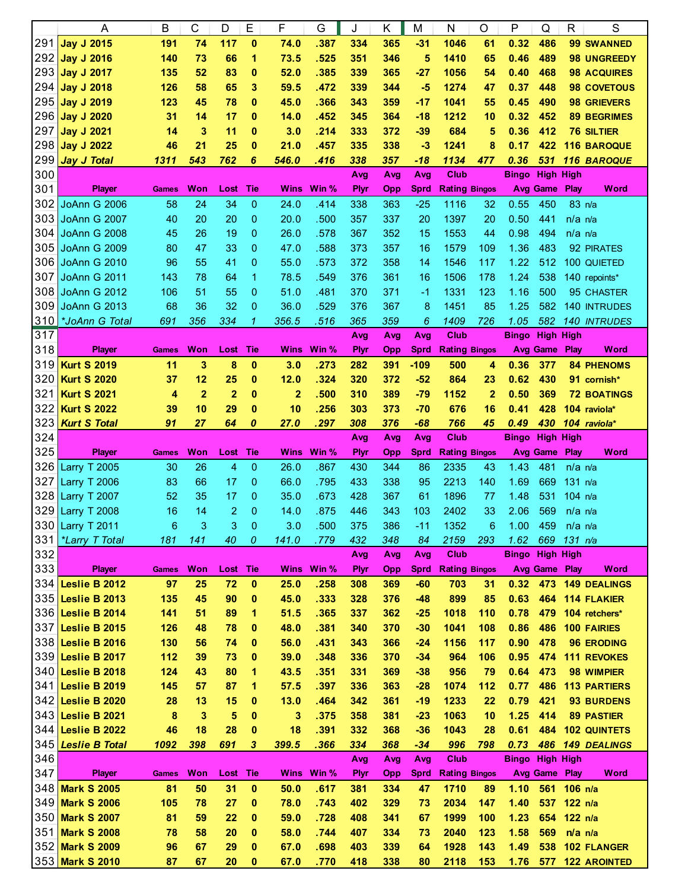| | A | B | C | D | E | F | G | J | K | M | N | O | P | Q | R | S |
|---|---|---|---|---|---|---|---|---|---|---|---|---|---|---|---|---|
| 291 | **Jay J 2015** | **191** | **74** | **117** | **0** | **74.0** | **.387** | **334** | **365** | **-31** | **1046** | **61** | **0.32** | **486** | **99** | **SWANNED** |
| 292 | **Jay J 2016** | **140** | **73** | **66** | **1** | **73.5** | **.525** | **351** | **346** | **5** | **1410** | **65** | **0.46** | **489** | **98** | **UNGREEDY** |
| 293 | **Jay J 2017** | **135** | **52** | **83** | **0** | **52.0** | **.385** | **339** | **365** | **-27** | **1056** | **54** | **0.40** | **468** | **98** | **ACQUIRES** |
| 294 | **Jay J 2018** | **126** | **58** | **65** | **3** | **59.5** | **.472** | **339** | **344** | **-5** | **1274** | **47** | **0.37** | **448** | **98** | **COVETOUS** |
| 295 | **Jay J 2019** | **123** | **45** | **78** | **0** | **45.0** | **.366** | **343** | **359** | **-17** | **1041** | **55** | **0.45** | **490** | **98** | **GRIEVERS** |
| 296 | **Jay J 2020** | **31** | **14** | **17** | **0** | **14.0** | **.452** | **345** | **364** | **-18** | **1212** | **10** | **0.32** | **452** | **89** | **BEGRIMES** |
| 297 | **Jay J 2021** | **14** | **3** | **11** | **0** | **3.0** | **.214** | **333** | **372** | **-39** | **684** | **5** | **0.36** | **412** | **76** | **SILTIER** |
| 298 | **Jay J 2022** | **46** | **21** | **25** | **0** | **21.0** | **.457** | **335** | **338** | **-3** | **1241** | **8** | **0.17** | **422** | **116** | **BAROQUE** |
| 299 | ***Jay J Total*** | ***1311*** | ***543*** | ***762*** | ***6*** | ***546.0*** | ***.416*** | ***338*** | ***357*** | ***-18*** | ***1134*** | ***477*** | ***0.36*** | ***531*** | ***116*** | ***BAROQUE*** |
| 300 | | | | | | | | Avg | Avg | Avg | Club | | Bingo | High | High | |
| 301 | Player | Games | Won | Lost | Tie | Wins | Win % | Plyr | Opp | Sprd | Rating | Bingos | Avg | Game | Play | Word |
| 302 | JoAnn G 2006 | 58 | 24 | 34 | 0 | 24.0 | .414 | 338 | 363 | -25 | 1116 | 32 | 0.55 | 450 | 83 | n/a |
| 303 | JoAnn G 2007 | 40 | 20 | 20 | 0 | 20.0 | .500 | 357 | 337 | 20 | 1397 | 20 | 0.50 | 441 | n/a | n/a |
| 304 | JoAnn G 2008 | 45 | 26 | 19 | 0 | 26.0 | .578 | 367 | 352 | 15 | 1553 | 44 | 0.98 | 494 | n/a | n/a |
| 305 | JoAnn G 2009 | 80 | 47 | 33 | 0 | 47.0 | .588 | 373 | 357 | 16 | 1579 | 109 | 1.36 | 483 | 92 | PIRATES |
| 306 | JoAnn G 2010 | 96 | 55 | 41 | 0 | 55.0 | .573 | 372 | 358 | 14 | 1546 | 117 | 1.22 | 512 | 100 | QUIETED |
| 307 | JoAnn G 2011 | 143 | 78 | 64 | 1 | 78.5 | .549 | 376 | 361 | 16 | 1506 | 178 | 1.24 | 538 | 140 | repoints* |
| 308 | JoAnn G 2012 | 106 | 51 | 55 | 0 | 51.0 | .481 | 370 | 371 | -1 | 1331 | 123 | 1.16 | 500 | 95 | CHASTER |
| 309 | JoAnn G 2013 | 68 | 36 | 32 | 0 | 36.0 | .529 | 376 | 367 | 8 | 1451 | 85 | 1.25 | 582 | 140 | INTRUDES |
| 310 | *\*JoAnn G Total* | *691* | *356* | *334* | *1* | *356.5* | *.516* | *365* | *359* | *6* | *1409* | *726* | *1.05* | *582* | *140* | *INTRUDES* |
| 317 | | | | | | | | Avg | Avg | Avg | Club | | Bingo | High | High | |
| 318 | Player | Games | Won | Lost | Tie | Wins | Win % | Plyr | Opp | Sprd | Rating | Bingos | Avg | Game | Play | Word |
| 319 | **Kurt S 2019** | **11** | **3** | **8** | **0** | **3.0** | **.273** | **282** | **391** | **-109** | **500** | **4** | **0.36** | **377** | **84** | **PHENOMS** |
| 320 | **Kurt S 2020** | **37** | **12** | **25** | **0** | **12.0** | **.324** | **320** | **372** | **-52** | **864** | **23** | **0.62** | **430** | **91** | **cornish\*** |
| 321 | **Kurt S 2021** | **4** | **2** | **2** | **0** | **2** | **.500** | **310** | **389** | **-79** | **1152** | **2** | **0.50** | **369** | **72** | **BOATINGS** |
| 322 | **Kurt S 2022** | **39** | **10** | **29** | **0** | **10** | **.256** | **303** | **373** | **-70** | **676** | **16** | **0.41** | **428** | **104** | **raviola\*** |
| 323 | ***Kurt S Total*** | ***91*** | ***27*** | ***64*** | ***0*** | ***27.0*** | ***.297*** | ***308*** | ***376*** | ***-68*** | ***766*** | ***45*** | ***0.49*** | ***430*** | ***104*** | ***raviola\**** |
| 324 | | | | | | | | Avg | Avg | Avg | Club | | Bingo | High | High | |
| 325 | Player | Games | Won | Lost | Tie | Wins | Win % | Plyr | Opp | Sprd | Rating | Bingos | Avg | Game | Play | Word |
| 326 | Larry T 2005 | 30 | 26 | 4 | 0 | 26.0 | .867 | 430 | 344 | 86 | 2335 | 43 | 1.43 | 481 | n/a | n/a |
| 327 | Larry T 2006 | 83 | 66 | 17 | 0 | 66.0 | .795 | 433 | 338 | 95 | 2213 | 140 | 1.69 | 669 | 131 | n/a |
| 328 | Larry T 2007 | 52 | 35 | 17 | 0 | 35.0 | .673 | 428 | 367 | 61 | 1896 | 77 | 1.48 | 531 | 104 | n/a |
| 329 | Larry T 2008 | 16 | 14 | 2 | 0 | 14.0 | .875 | 446 | 343 | 103 | 2402 | 33 | 2.06 | 569 | n/a | n/a |
| 330 | Larry T 2011 | 6 | 3 | 3 | 0 | 3.0 | .500 | 375 | 386 | -11 | 1352 | 6 | 1.00 | 459 | n/a | n/a |
| 331 | *\*Larry T Total* | *181* | *141* | *40* | *0* | *141.0* | *.779* | *432* | *348* | *84* | *2159* | *293* | *1.62* | *669* | *131* | *n/a* |
| 332 | | | | | | | | Avg | Avg | Avg | Club | | Bingo | High | High | |
| 333 | Player | Games | Won | Lost | Tie | Wins | Win % | Plyr | Opp | Sprd | Rating | Bingos | Avg | Game | Play | Word |
| 334 | **Leslie B 2012** | **97** | **25** | **72** | **0** | **25.0** | **.258** | **308** | **369** | **-60** | **703** | **31** | **0.32** | **473** | **149** | **DEALINGS** |
| 335 | **Leslie B 2013** | **135** | **45** | **90** | **0** | **45.0** | **.333** | **328** | **376** | **-48** | **899** | **85** | **0.63** | **464** | **114** | **FLAKIER** |
| 336 | **Leslie B 2014** | **141** | **51** | **89** | **1** | **51.5** | **.365** | **337** | **362** | **-25** | **1018** | **110** | **0.78** | **479** | **104** | **retchers\*** |
| 337 | **Leslie B 2015** | **126** | **48** | **78** | **0** | **48.0** | **.381** | **340** | **370** | **-30** | **1041** | **108** | **0.86** | **486** | **100** | **FAIRIES** |
| 338 | **Leslie B 2016** | **130** | **56** | **74** | **0** | **56.0** | **.431** | **343** | **366** | **-24** | **1156** | **117** | **0.90** | **478** | **96** | **ERODING** |
| 339 | **Leslie B 2017** | **112** | **39** | **73** | **0** | **39.0** | **.348** | **336** | **370** | **-34** | **964** | **106** | **0.95** | **474** | **111** | **REVOKES** |
| 340 | **Leslie B 2018** | **124** | **43** | **80** | **1** | **43.5** | **.351** | **331** | **369** | **-38** | **956** | **79** | **0.64** | **473** | **98** | **WIMPIER** |
| 341 | **Leslie B 2019** | **145** | **57** | **87** | **1** | **57.5** | **.397** | **336** | **363** | **-28** | **1074** | **112** | **0.77** | **486** | **113** | **PARTIERS** |
| 342 | **Leslie B 2020** | **28** | **13** | **15** | **0** | **13.0** | **.464** | **342** | **361** | **-19** | **1233** | **22** | **0.79** | **421** | **93** | **BURDENS** |
| 343 | **Leslie B 2021** | **8** | **3** | **5** | **0** | **3** | **.375** | **358** | **381** | **-23** | **1063** | **10** | **1.25** | **414** | **89** | **PASTIER** |
| 344 | **Leslie B 2022** | **46** | **18** | **28** | **0** | **18** | **.391** | **332** | **368** | **-36** | **1043** | **28** | **0.61** | **484** | **102** | **QUINTETS** |
| 345 | ***Leslie B Total*** | ***1092*** | ***398*** | ***691*** | ***3*** | ***399.5*** | ***.366*** | ***334*** | ***368*** | ***-34*** | ***996*** | ***798*** | ***0.73*** | ***486*** | ***149*** | ***DEALINGS*** |
| 346 | | | | | | | | Avg | Avg | Avg | Club | | Bingo | High | High | |
| 347 | Player | Games | Won | Lost | Tie | Wins | Win % | Plyr | Opp | Sprd | Rating | Bingos | Avg | Game | Play | Word |
| 348 | **Mark S 2005** | **81** | **50** | **31** | **0** | **50.0** | **.617** | **381** | **334** | **47** | **1710** | **89** | **1.10** | **561** | **106** | **n/a** |
| 349 | **Mark S 2006** | **105** | **78** | **27** | **0** | **78.0** | **.743** | **402** | **329** | **73** | **2034** | **147** | **1.40** | **537** | **122** | **n/a** |
| 350 | **Mark S 2007** | **81** | **59** | **22** | **0** | **59.0** | **.728** | **408** | **341** | **67** | **1999** | **100** | **1.23** | **654** | **122** | **n/a** |
| 351 | **Mark S 2008** | **78** | **58** | **20** | **0** | **58.0** | **.744** | **407** | **334** | **73** | **2040** | **123** | **1.58** | **569** | **n/a** | **n/a** |
| 352 | **Mark S 2009** | **96** | **67** | **29** | **0** | **67.0** | **.698** | **403** | **339** | **64** | **1928** | **143** | **1.49** | **538** | **102** | **FLANGER** |
| 353 | **Mark S 2010** | **87** | **67** | **20** | **0** | **67.0** | **.770** | **418** | **338** | **80** | **2118** | **153** | **1.76** | **577** | **122** | **AROINTED** |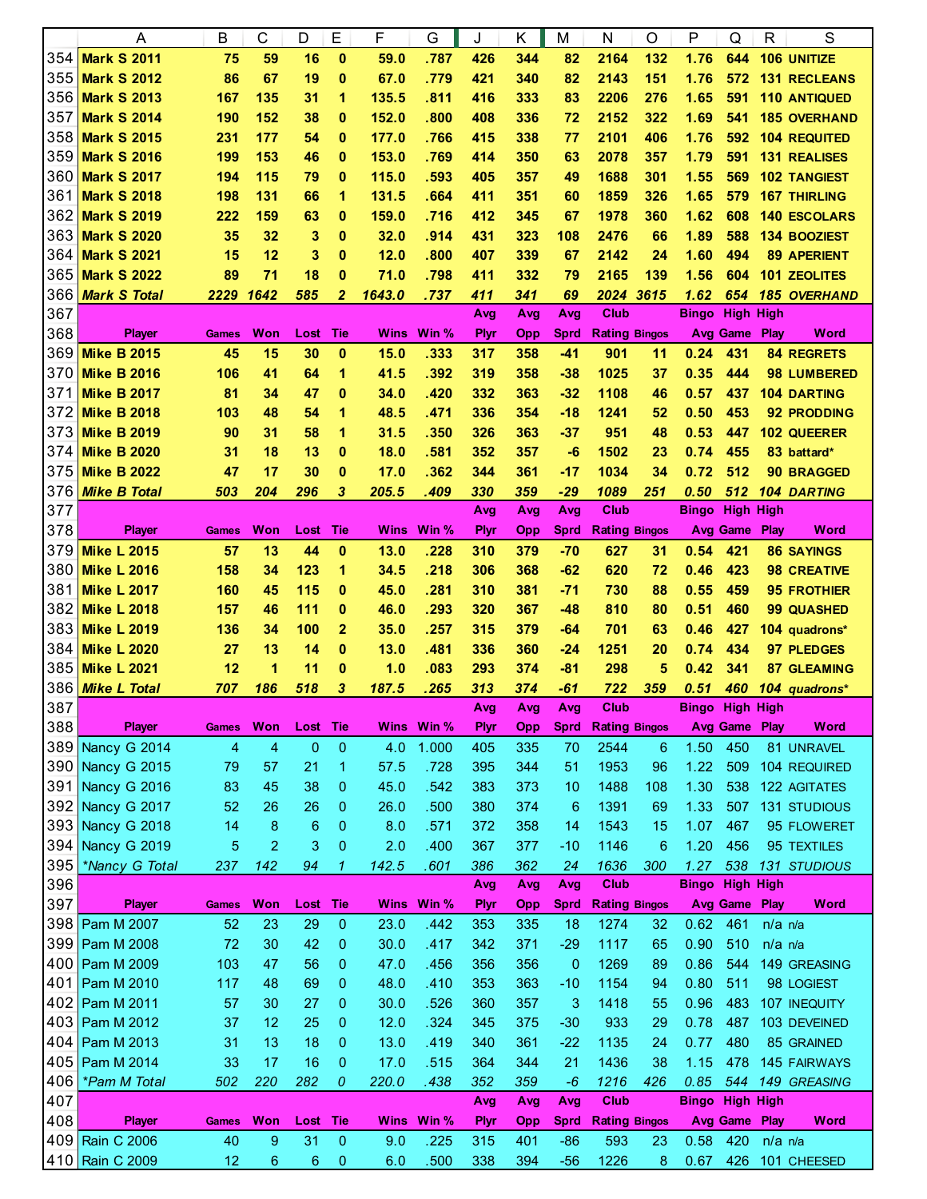| | A | B | C | D | E | F | G | J | K | M | N | O | P | Q | R | S |
|---|---|---|---|---|---|---|---|---|---|---|---|---|---|---|---|---|
| 354 | **Mark S 2011** | **75** | **59** | **16** | **0** | **59.0** | **.787** | **426** | **344** | **82** | **2164** | **132** | **1.76** | **644** | **106** | **UNITIZE** |
| 355 | **Mark S 2012** | **86** | **67** | **19** | **0** | **67.0** | **.779** | **421** | **340** | **82** | **2143** | **151** | **1.76** | **572** | **131** | **RECLEANS** |
| 356 | **Mark S 2013** | **167** | **135** | **31** | **1** | **135.5** | **.811** | **416** | **333** | **83** | **2206** | **276** | **1.65** | **591** | **110** | **ANTIQUED** |
| 357 | **Mark S 2014** | **190** | **152** | **38** | **0** | **152.0** | **.800** | **408** | **336** | **72** | **2152** | **322** | **1.69** | **541** | **185** | **OVERHAND** |
| 358 | **Mark S 2015** | **231** | **177** | **54** | **0** | **177.0** | **.766** | **415** | **338** | **77** | **2101** | **406** | **1.76** | **592** | **104** | **REQUITED** |
| 359 | **Mark S 2016** | **199** | **153** | **46** | **0** | **153.0** | **.769** | **414** | **350** | **63** | **2078** | **357** | **1.79** | **591** | **131** | **REALISES** |
| 360 | **Mark S 2017** | **194** | **115** | **79** | **0** | **115.0** | **.593** | **405** | **357** | **49** | **1688** | **301** | **1.55** | **569** | **102** | **TANGIEST** |
| 361 | **Mark S 2018** | **198** | **131** | **66** | **1** | **131.5** | **.664** | **411** | **351** | **60** | **1859** | **326** | **1.65** | **579** | **167** | **THIRLING** |
| 362 | **Mark S 2019** | **222** | **159** | **63** | **0** | **159.0** | **.716** | **412** | **345** | **67** | **1978** | **360** | **1.62** | **608** | **140** | **ESCOLARS** |
| 363 | **Mark S 2020** | **35** | **32** | **3** | **0** | **32.0** | **.914** | **431** | **323** | **108** | **2476** | **66** | **1.89** | **588** | **134** | **BOOZIEST** |
| 364 | **Mark S 2021** | **15** | **12** | **3** | **0** | **12.0** | **.800** | **407** | **339** | **67** | **2142** | **24** | **1.60** | **494** | **89** | **APERIENT** |
| 365 | **Mark S 2022** | **89** | **71** | **18** | **0** | **71.0** | **.798** | **411** | **332** | **79** | **2165** | **139** | **1.56** | **604** | **101** | **ZEOLITES** |
| 366 | ***Mark S Total*** | ***2229*** | ***1642*** | ***585*** | ***2*** | ***1643.0*** | ***.737*** | ***411*** | ***341*** | ***69*** | ***2024*** | ***3615*** | ***1.62*** | ***654*** | ***185*** | ***OVERHAND*** |
| 367 | | | | | | | | **Avg** | **Avg** | **Avg** | **Club** | | **Bingo** | **High** | **High** | |
| 368 | **Player** | **Games** | **Won** | **Lost** | **Tie** | **Wins** | **Win %** | **Plyr** | **Opp** | **Sprd** | **Rating** | **Bingos** | **Avg** | **Game** | **Play** | **Word** |
| 369 | **Mike B 2015** | **45** | **15** | **30** | **0** | **15.0** | **.333** | **317** | **358** | **-41** | **901** | **11** | **0.24** | **431** | **84** | **REGRETS** |
| 370 | **Mike B 2016** | **106** | **41** | **64** | **1** | **41.5** | **.392** | **319** | **358** | **-38** | **1025** | **37** | **0.35** | **444** | **98** | **LUMBERED** |
| 371 | **Mike B 2017** | **81** | **34** | **47** | **0** | **34.0** | **.420** | **332** | **363** | **-32** | **1108** | **46** | **0.57** | **437** | **104** | **DARTING** |
| 372 | **Mike B 2018** | **103** | **48** | **54** | **1** | **48.5** | **.471** | **336** | **354** | **-18** | **1241** | **52** | **0.50** | **453** | **92** | **PRODDING** |
| 373 | **Mike B 2019** | **90** | **31** | **58** | **1** | **31.5** | **.350** | **326** | **363** | **-37** | **951** | **48** | **0.53** | **447** | **102** | **QUEERER** |
| 374 | **Mike B 2020** | **31** | **18** | **13** | **0** | **18.0** | **.581** | **352** | **357** | **-6** | **1502** | **23** | **0.74** | **455** | **83** | **battard*** |
| 375 | **Mike B 2022** | **47** | **17** | **30** | **0** | **17.0** | **.362** | **344** | **361** | **-17** | **1034** | **34** | **0.72** | **512** | **90** | **BRAGGED** |
| 376 | ***Mike B Total*** | ***503*** | ***204*** | ***296*** | ***3*** | ***205.5*** | ***.409*** | ***330*** | ***359*** | ***-29*** | ***1089*** | ***251*** | ***0.50*** | ***512*** | ***104*** | ***DARTING*** |
| 377 | | | | | | | | **Avg** | **Avg** | **Avg** | **Club** | | **Bingo** | **High** | **High** | |
| 378 | **Player** | **Games** | **Won** | **Lost** | **Tie** | **Wins** | **Win %** | **Plyr** | **Opp** | **Sprd** | **Rating** | **Bingos** | **Avg** | **Game** | **Play** | **Word** |
| 379 | **Mike L 2015** | **57** | **13** | **44** | **0** | **13.0** | **.228** | **310** | **379** | **-70** | **627** | **31** | **0.54** | **421** | **86** | **SAYINGS** |
| 380 | **Mike L 2016** | **158** | **34** | **123** | **1** | **34.5** | **.218** | **306** | **368** | **-62** | **620** | **72** | **0.46** | **423** | **98** | **CREATIVE** |
| 381 | **Mike L 2017** | **160** | **45** | **115** | **0** | **45.0** | **.281** | **310** | **381** | **-71** | **730** | **88** | **0.55** | **459** | **95** | **FROTHIER** |
| 382 | **Mike L 2018** | **157** | **46** | **111** | **0** | **46.0** | **.293** | **320** | **367** | **-48** | **810** | **80** | **0.51** | **460** | **99** | **QUASHED** |
| 383 | **Mike L 2019** | **136** | **34** | **100** | **2** | **35.0** | **.257** | **315** | **379** | **-64** | **701** | **63** | **0.46** | **427** | **104** | **quadrons*** |
| 384 | **Mike L 2020** | **27** | **13** | **14** | **0** | **13.0** | **.481** | **336** | **360** | **-24** | **1251** | **20** | **0.74** | **434** | **97** | **PLEDGES** |
| 385 | **Mike L 2021** | **12** | **1** | **11** | **0** | **1.0** | **.083** | **293** | **374** | **-81** | **298** | **5** | **0.42** | **341** | **87** | **GLEAMING** |
| 386 | ***Mike L Total*** | ***707*** | ***186*** | ***518*** | ***3*** | ***187.5*** | ***.265*** | ***313*** | ***374*** | ***-61*** | ***722*** | ***359*** | ***0.51*** | ***460*** | ***104*** | ***quadrons**** |
| 387 | | | | | | | | **Avg** | **Avg** | **Avg** | **Club** | | **Bingo** | **High** | **High** | |
| 388 | **Player** | **Games** | **Won** | **Lost** | **Tie** | **Wins** | **Win %** | **Plyr** | **Opp** | **Sprd** | **Rating** | **Bingos** | **Avg** | **Game** | **Play** | **Word** |
| 389 | Nancy G 2014 | 4 | 4 | 0 | 0 | 4.0 | 1.000 | 405 | 335 | 70 | 2544 | 6 | 1.50 | 450 | 81 | UNRAVEL |
| 390 | Nancy G 2015 | 79 | 57 | 21 | 1 | 57.5 | .728 | 395 | 344 | 51 | 1953 | 96 | 1.22 | 509 | 104 | REQUIRED |
| 391 | Nancy G 2016 | 83 | 45 | 38 | 0 | 45.0 | .542 | 383 | 373 | 10 | 1488 | 108 | 1.30 | 538 | 122 | AGITATES |
| 392 | Nancy G 2017 | 52 | 26 | 26 | 0 | 26.0 | .500 | 380 | 374 | 6 | 1391 | 69 | 1.33 | 507 | 131 | STUDIOUS |
| 393 | Nancy G 2018 | 14 | 8 | 6 | 0 | 8.0 | .571 | 372 | 358 | 14 | 1543 | 15 | 1.07 | 467 | 95 | FLOWERET |
| 394 | Nancy G 2019 | 5 | 2 | 3 | 0 | 2.0 | .400 | 367 | 377 | -10 | 1146 | 6 | 1.20 | 456 | 95 | TEXTILES |
| 395 | **Nancy G Total* | *237* | *142* | *94* | *1* | *142.5* | *.601* | *386* | *362* | *24* | *1636* | *300* | *1.27* | *538* | *131* | *STUDIOUS* |
| 396 | | | | | | | | **Avg** | **Avg** | **Avg** | **Club** | | **Bingo** | **High** | **High** | |
| 397 | **Player** | **Games** | **Won** | **Lost** | **Tie** | **Wins** | **Win %** | **Plyr** | **Opp** | **Sprd** | **Rating** | **Bingos** | **Avg** | **Game** | **Play** | **Word** |
| 398 | Pam M 2007 | 52 | 23 | 29 | 0 | 23.0 | .442 | 353 | 335 | 18 | 1274 | 32 | 0.62 | 461 | n/a | n/a |
| 399 | Pam M 2008 | 72 | 30 | 42 | 0 | 30.0 | .417 | 342 | 371 | -29 | 1117 | 65 | 0.90 | 510 | n/a | n/a |
| 400 | Pam M 2009 | 103 | 47 | 56 | 0 | 47.0 | .456 | 356 | 356 | 0 | 1269 | 89 | 0.86 | 544 | 149 | GREASING |
| 401 | Pam M 2010 | 117 | 48 | 69 | 0 | 48.0 | .410 | 353 | 363 | -10 | 1154 | 94 | 0.80 | 511 | 98 | LOGIEST |
| 402 | Pam M 2011 | 57 | 30 | 27 | 0 | 30.0 | .526 | 360 | 357 | 3 | 1418 | 55 | 0.96 | 483 | 107 | INEQUITY |
| 403 | Pam M 2012 | 37 | 12 | 25 | 0 | 12.0 | .324 | 345 | 375 | -30 | 933 | 29 | 0.78 | 487 | 103 | DEVEINED |
| 404 | Pam M 2013 | 31 | 13 | 18 | 0 | 13.0 | .419 | 340 | 361 | -22 | 1135 | 24 | 0.77 | 480 | 85 | GRAINED |
| 405 | Pam M 2014 | 33 | 17 | 16 | 0 | 17.0 | .515 | 364 | 344 | 21 | 1436 | 38 | 1.15 | 478 | 145 | FAIRWAYS |
| 406 | **Pam M Total* | *502* | *220* | *282* | *0* | *220.0* | *.438* | *352* | *359* | *-6* | *1216* | *426* | *0.85* | *544* | *149* | *GREASING* |
| 407 | | | | | | | | **Avg** | **Avg** | **Avg** | **Club** | | **Bingo** | **High** | **High** | |
| 408 | **Player** | **Games** | **Won** | **Lost** | **Tie** | **Wins** | **Win %** | **Plyr** | **Opp** | **Sprd** | **Rating** | **Bingos** | **Avg** | **Game** | **Play** | **Word** |
| 409 | Rain C 2006 | 40 | 9 | 31 | 0 | 9.0 | .225 | 315 | 401 | -86 | 593 | 23 | 0.58 | 420 | n/a | n/a |
| 410 | Rain C 2009 | 12 | 6 | 6 | 0 | 6.0 | .500 | 338 | 394 | -56 | 1226 | 8 | 0.67 | 426 | 101 | CHEESED |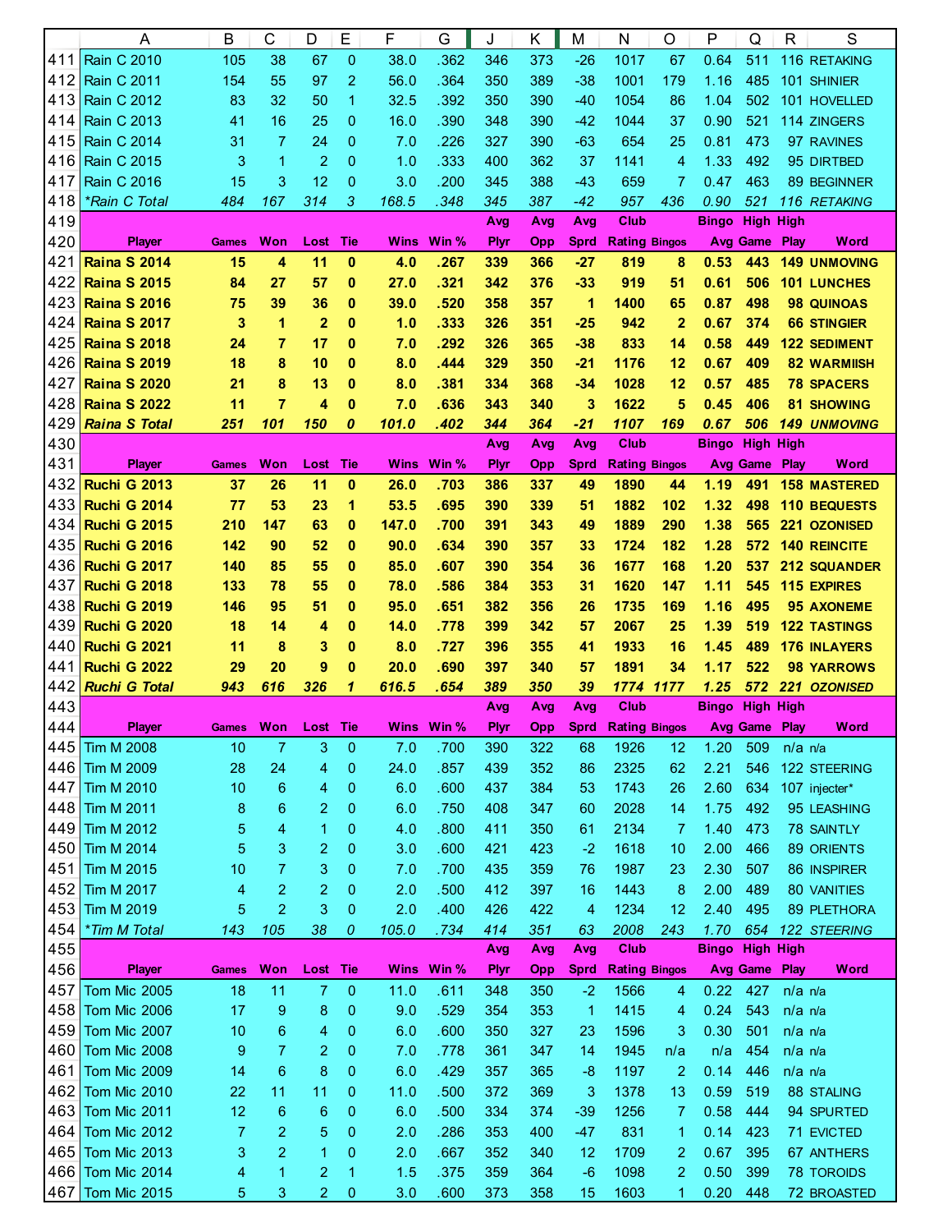| | A | B | C | D | E | F | G | J | K | M | N | O | P | Q | R | S |
|---|---|---|---|---|---|---|---|---|---|---|---|---|---|---|---|---|
| 411 | Rain C 2010 | 105 | 38 | 67 | 0 | 38.0 | .362 | 346 | 373 | -26 | 1017 | 67 | 0.64 | 511 | 116 | RETAKING |
| 412 | Rain C 2011 | 154 | 55 | 97 | 2 | 56.0 | .364 | 350 | 389 | -38 | 1001 | 179 | 1.16 | 485 | 101 | SHINIER |
| 413 | Rain C 2012 | 83 | 32 | 50 | 1 | 32.5 | .392 | 350 | 390 | -40 | 1054 | 86 | 1.04 | 502 | 101 | HOVELLED |
| 414 | Rain C 2013 | 41 | 16 | 25 | 0 | 16.0 | .390 | 348 | 390 | -42 | 1044 | 37 | 0.90 | 521 | 114 | ZINGERS |
| 415 | Rain C 2014 | 31 | 7 | 24 | 0 | 7.0 | .226 | 327 | 390 | -63 | 654 | 25 | 0.81 | 473 | 97 | RAVINES |
| 416 | Rain C 2015 | 3 | 1 | 2 | 0 | 1.0 | .333 | 400 | 362 | 37 | 1141 | 4 | 1.33 | 492 | 95 | DIRTBED |
| 417 | Rain C 2016 | 15 | 3 | 12 | 0 | 3.0 | .200 | 345 | 388 | -43 | 659 | 7 | 0.47 | 463 | 89 | BEGINNER |
| 418 | *Rain C Total* | *484* | *167* | *314* | *3* | *168.5* | *.348* | *345* | *387* | *-42* | *957* | *436* | *0.90* | *521* | *116* | *RETAKING* |
| 419 | | | | | | | | Avg | Avg | Avg | Club | | Bingo | High | High | |
| 420 | Player | Games | Won | Lost | Tie | Wins | Win % | Plyr | Opp | Sprd | Rating | Bingos | Avg | Game | Play | Word |
| 421 | **Raina S 2014** | **15** | **4** | **11** | **0** | **4.0** | **.267** | **339** | **366** | **-27** | **819** | **8** | **0.53** | **443** | **149** | **UNMOVING** |
| 422 | **Raina S 2015** | **84** | **27** | **57** | **0** | **27.0** | **.321** | **342** | **376** | **-33** | **919** | **51** | **0.61** | **506** | **101** | **LUNCHES** |
| 423 | **Raina S 2016** | **75** | **39** | **36** | **0** | **39.0** | **.520** | **358** | **357** | **1** | **1400** | **65** | **0.87** | **498** | **98** | **QUINOAS** |
| 424 | **Raina S 2017** | **3** | **1** | **2** | **0** | **1.0** | **.333** | **326** | **351** | **-25** | **942** | **2** | **0.67** | **374** | **66** | **STINGIER** |
| 425 | **Raina S 2018** | **24** | **7** | **17** | **0** | **7.0** | **.292** | **326** | **365** | **-38** | **833** | **14** | **0.58** | **449** | **122** | **SEDIMENT** |
| 426 | **Raina S 2019** | **18** | **8** | **10** | **0** | **8.0** | **.444** | **329** | **350** | **-21** | **1176** | **12** | **0.67** | **409** | **82** | **WARMIISH** |
| 427 | **Raina S 2020** | **21** | **8** | **13** | **0** | **8.0** | **.381** | **334** | **368** | **-34** | **1028** | **12** | **0.57** | **485** | **78** | **SPACERS** |
| 428 | **Raina S 2022** | **11** | **7** | **4** | **0** | **7.0** | **.636** | **343** | **340** | **3** | **1622** | **5** | **0.45** | **406** | **81** | **SHOWING** |
| 429 | ***Raina S Total*** | ***251*** | ***101*** | ***150*** | ***0*** | ***101.0*** | ***.402*** | ***344*** | ***364*** | ***-21*** | ***1107*** | ***169*** | ***0.67*** | ***506*** | ***149*** | ***UNMOVING*** |
| 430 | | | | | | | | Avg | Avg | Avg | Club | | Bingo | High | High | |
| 431 | Player | Games | Won | Lost | Tie | Wins | Win % | Plyr | Opp | Sprd | Rating | Bingos | Avg | Game | Play | Word |
| 432 | **Ruchi G 2013** | **37** | **26** | **11** | **0** | **26.0** | **.703** | **386** | **337** | **49** | **1890** | **44** | **1.19** | **491** | **158** | **MASTERED** |
| 433 | **Ruchi G 2014** | **77** | **53** | **23** | **1** | **53.5** | **.695** | **390** | **339** | **51** | **1882** | **102** | **1.32** | **498** | **110** | **BEQUESTS** |
| 434 | **Ruchi G 2015** | **210** | **147** | **63** | **0** | **147.0** | **.700** | **391** | **343** | **49** | **1889** | **290** | **1.38** | **565** | **221** | **OZONISED** |
| 435 | **Ruchi G 2016** | **142** | **90** | **52** | **0** | **90.0** | **.634** | **390** | **357** | **33** | **1724** | **182** | **1.28** | **572** | **140** | **REINCITE** |
| 436 | **Ruchi G 2017** | **140** | **85** | **55** | **0** | **85.0** | **.607** | **390** | **354** | **36** | **1677** | **168** | **1.20** | **537** | **212** | **SQUANDER** |
| 437 | **Ruchi G 2018** | **133** | **78** | **55** | **0** | **78.0** | **.586** | **384** | **353** | **31** | **1620** | **147** | **1.11** | **545** | **115** | **EXPIRES** |
| 438 | **Ruchi G 2019** | **146** | **95** | **51** | **0** | **95.0** | **.651** | **382** | **356** | **26** | **1735** | **169** | **1.16** | **495** | **95** | **AXONEME** |
| 439 | **Ruchi G 2020** | **18** | **14** | **4** | **0** | **14.0** | **.778** | **399** | **342** | **57** | **2067** | **25** | **1.39** | **519** | **122** | **TASTINGS** |
| 440 | **Ruchi G 2021** | **11** | **8** | **3** | **0** | **8.0** | **.727** | **396** | **355** | **41** | **1933** | **16** | **1.45** | **489** | **176** | **INLAYERS** |
| 441 | **Ruchi G 2022** | **29** | **20** | **9** | **0** | **20.0** | **.690** | **397** | **340** | **57** | **1891** | **34** | **1.17** | **522** | **98** | **YARROWS** |
| 442 | ***Ruchi G Total*** | ***943*** | ***616*** | ***326*** | ***1*** | ***616.5*** | ***.654*** | ***389*** | ***350*** | ***39*** | ***1774*** | ***1177*** | ***1.25*** | ***572*** | ***221*** | ***OZONISED*** |
| 443 | | | | | | | | Avg | Avg | Avg | Club | | Bingo | High | High | |
| 444 | Player | Games | Won | Lost | Tie | Wins | Win % | Plyr | Opp | Sprd | Rating | Bingos | Avg | Game | Play | Word |
| 445 | Tim M 2008 | 10 | 7 | 3 | 0 | 7.0 | .700 | 390 | 322 | 68 | 1926 | 12 | 1.20 | 509 | n/a | n/a |
| 446 | Tim M 2009 | 28 | 24 | 4 | 0 | 24.0 | .857 | 439 | 352 | 86 | 2325 | 62 | 2.21 | 546 | 122 | STEERING |
| 447 | Tim M 2010 | 10 | 6 | 4 | 0 | 6.0 | .600 | 437 | 384 | 53 | 1743 | 26 | 2.60 | 634 | 107 | injecter* |
| 448 | Tim M 2011 | 8 | 6 | 2 | 0 | 6.0 | .750 | 408 | 347 | 60 | 2028 | 14 | 1.75 | 492 | 95 | LEASHING |
| 449 | Tim M 2012 | 5 | 4 | 1 | 0 | 4.0 | .800 | 411 | 350 | 61 | 2134 | 7 | 1.40 | 473 | 78 | SAINTLY |
| 450 | Tim M 2014 | 5 | 3 | 2 | 0 | 3.0 | .600 | 421 | 423 | -2 | 1618 | 10 | 2.00 | 466 | 89 | ORIENTS |
| 451 | Tim M 2015 | 10 | 7 | 3 | 0 | 7.0 | .700 | 435 | 359 | 76 | 1987 | 23 | 2.30 | 507 | 86 | INSPIRER |
| 452 | Tim M 2017 | 4 | 2 | 2 | 0 | 2.0 | .500 | 412 | 397 | 16 | 1443 | 8 | 2.00 | 489 | 80 | VANITIES |
| 453 | Tim M 2019 | 5 | 2 | 3 | 0 | 2.0 | .400 | 426 | 422 | 4 | 1234 | 12 | 2.40 | 495 | 89 | PLETHORA |
| 454 | *Tim M Total* | *143* | *105* | *38* | *0* | *105.0* | *.734* | *414* | *351* | *63* | *2008* | *243* | *1.70* | *654* | *122* | *STEERING* |
| 455 | | | | | | | | Avg | Avg | Avg | Club | | Bingo | High | High | |
| 456 | Player | Games | Won | Lost | Tie | Wins | Win % | Plyr | Opp | Sprd | Rating | Bingos | Avg | Game | Play | Word |
| 457 | Tom Mic 2005 | 18 | 11 | 7 | 0 | 11.0 | .611 | 348 | 350 | -2 | 1566 | 4 | 0.22 | 427 | n/a | n/a |
| 458 | Tom Mic 2006 | 17 | 9 | 8 | 0 | 9.0 | .529 | 354 | 353 | 1 | 1415 | 4 | 0.24 | 543 | n/a | n/a |
| 459 | Tom Mic 2007 | 10 | 6 | 4 | 0 | 6.0 | .600 | 350 | 327 | 23 | 1596 | 3 | 0.30 | 501 | n/a | n/a |
| 460 | Tom Mic 2008 | 9 | 7 | 2 | 0 | 7.0 | .778 | 361 | 347 | 14 | 1945 | n/a | n/a | 454 | n/a | n/a |
| 461 | Tom Mic 2009 | 14 | 6 | 8 | 0 | 6.0 | .429 | 357 | 365 | -8 | 1197 | 2 | 0.14 | 446 | n/a | n/a |
| 462 | Tom Mic 2010 | 22 | 11 | 11 | 0 | 11.0 | .500 | 372 | 369 | 3 | 1378 | 13 | 0.59 | 519 | 88 | STALING |
| 463 | Tom Mic 2011 | 12 | 6 | 6 | 0 | 6.0 | .500 | 334 | 374 | -39 | 1256 | 7 | 0.58 | 444 | 94 | SPURTED |
| 464 | Tom Mic 2012 | 7 | 2 | 5 | 0 | 2.0 | .286 | 353 | 400 | -47 | 831 | 1 | 0.14 | 423 | 71 | EVICTED |
| 465 | Tom Mic 2013 | 3 | 2 | 1 | 0 | 2.0 | .667 | 352 | 340 | 12 | 1709 | 2 | 0.67 | 395 | 67 | ANTHERS |
| 466 | Tom Mic 2014 | 4 | 1 | 2 | 1 | 1.5 | .375 | 359 | 364 | -6 | 1098 | 2 | 0.50 | 399 | 78 | TOROIDS |
| 467 | Tom Mic 2015 | 5 | 3 | 2 | 0 | 3.0 | .600 | 373 | 358 | 15 | 1603 | 1 | 0.20 | 448 | 72 | BROASTED |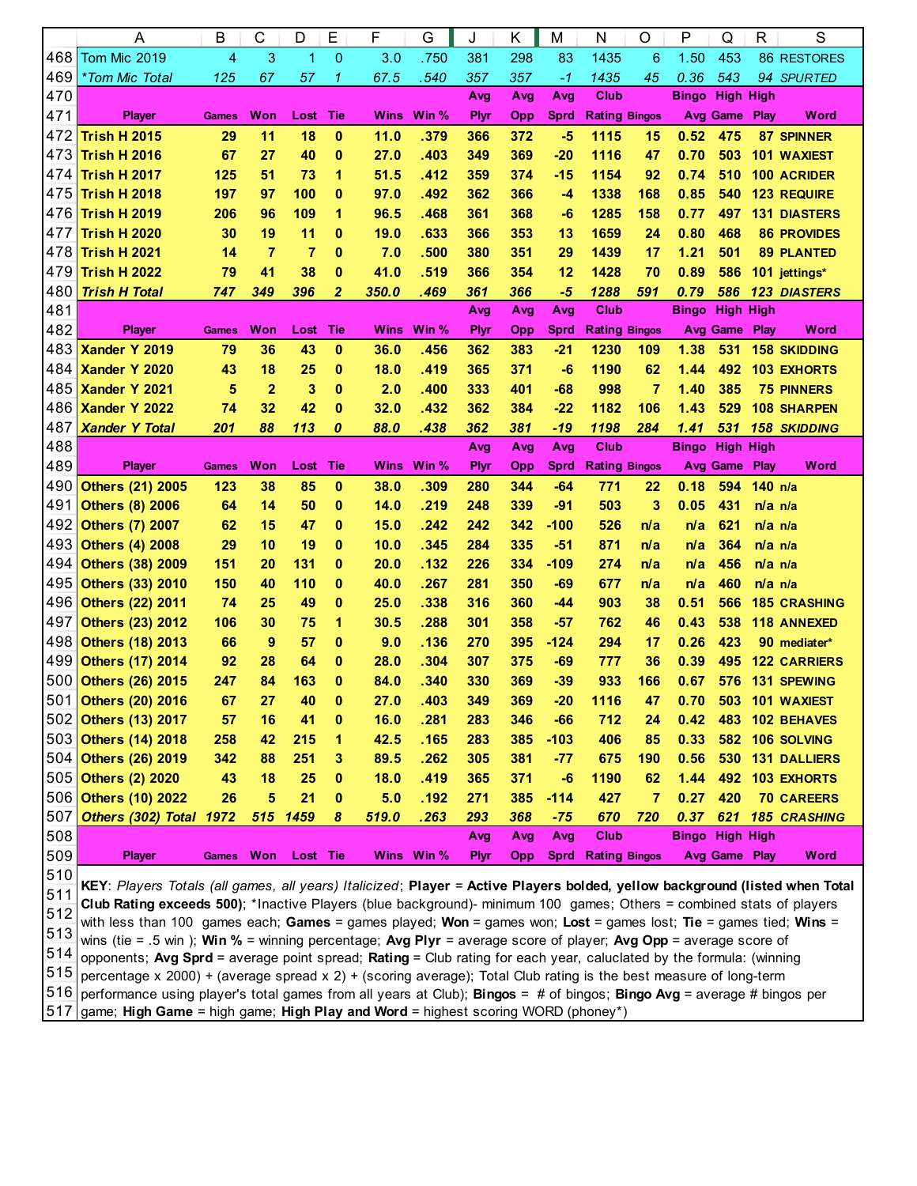| | Player | Games | Won | Lost | Tie | Wins | Win % | Avg Plyr | Avg Opp | Avg Sprd | Club Rating | Bingos | Bingo Avg | High Game | High Play | Word |
|---|---|---|---|---|---|---|---|---|---|---|---|---|---|---|---|---|
| 468 | Tom Mic 2019 | 4 | 3 | 1 | 0 | 3.0 | .750 | 381 | 298 | 83 | 1435 | 6 | 1.50 | 453 | 86 | RESTORES |
| 469 | *Tom Mic Total* | *125* | *67* | *57* | *1* | *67.5* | *.540* | *357* | *357* | *-1* | *1435* | *45* | *0.36* | *543* | *94* | *SPURTED* |
| 470 | | | | | | | | | | | | | | | | |
| 471 | **Player** | **Games** | **Won** | **Lost** | **Tie** | **Wins** | **Win %** | **Avg Plyr** | **Avg Opp** | **Avg Sprd** | **Club Rating** | **Bingos** | **Bingo Avg** | **High Game** | **High Play** | **Word** |
| 472 | **Trish H 2015** | **29** | **11** | **18** | **0** | **11.0** | **.379** | **366** | **372** | **-5** | **1115** | **15** | **0.52** | **475** | **87** | **SPINNER** |
| 473 | **Trish H 2016** | **67** | **27** | **40** | **0** | **27.0** | **.403** | **349** | **369** | **-20** | **1116** | **47** | **0.70** | **503** | **101** | **WAXIEST** |
| 474 | **Trish H 2017** | **125** | **51** | **73** | **1** | **51.5** | **.412** | **359** | **374** | **-15** | **1154** | **92** | **0.74** | **510** | **100** | **ACRIDER** |
| 475 | **Trish H 2018** | **197** | **97** | **100** | **0** | **97.0** | **.492** | **362** | **366** | **-4** | **1338** | **168** | **0.85** | **540** | **123** | **REQUIRE** |
| 476 | **Trish H 2019** | **206** | **96** | **109** | **1** | **96.5** | **.468** | **361** | **368** | **-6** | **1285** | **158** | **0.77** | **497** | **131** | **DIASTERS** |
| 477 | **Trish H 2020** | **30** | **19** | **11** | **0** | **19.0** | **.633** | **366** | **353** | **13** | **1659** | **24** | **0.80** | **468** | **86** | **PROVIDES** |
| 478 | **Trish H 2021** | **14** | **7** | **7** | **0** | **7.0** | **.500** | **380** | **351** | **29** | **1439** | **17** | **1.21** | **501** | **89** | **PLANTED** |
| 479 | **Trish H 2022** | **79** | **41** | **38** | **0** | **41.0** | **.519** | **366** | **354** | **12** | **1428** | **70** | **0.89** | **586** | **101** | **jettings*** |
| 480 | ***Trish H Total*** | ***747*** | ***349*** | ***396*** | ***2*** | ***350.0*** | ***.469*** | ***361*** | ***366*** | ***-5*** | ***1288*** | ***591*** | ***0.79*** | ***586*** | ***123*** | ***DIASTERS*** |
| 481 | | | | | | | | | | | | | | | | |
| 482 | **Player** | **Games** | **Won** | **Lost** | **Tie** | **Wins** | **Win %** | **Avg Plyr** | **Avg Opp** | **Avg Sprd** | **Club Rating** | **Bingos** | **Bingo Avg** | **High Game** | **High Play** | **Word** |
| 483 | **Xander Y 2019** | **79** | **36** | **43** | **0** | **36.0** | **.456** | **362** | **383** | **-21** | **1230** | **109** | **1.38** | **531** | **158** | **SKIDDING** |
| 484 | **Xander Y 2020** | **43** | **18** | **25** | **0** | **18.0** | **.419** | **365** | **371** | **-6** | **1190** | **62** | **1.44** | **492** | **103** | **EXHORTS** |
| 485 | **Xander Y 2021** | **5** | **2** | **3** | **0** | **2.0** | **.400** | **333** | **401** | **-68** | **998** | **7** | **1.40** | **385** | **75** | **PINNERS** |
| 486 | **Xander Y 2022** | **74** | **32** | **42** | **0** | **32.0** | **.432** | **362** | **384** | **-22** | **1182** | **106** | **1.43** | **529** | **108** | **SHARPEN** |
| 487 | ***Xander Y Total*** | ***201*** | ***88*** | ***113*** | ***0*** | ***88.0*** | ***.438*** | ***362*** | ***381*** | ***-19*** | ***1198*** | ***284*** | ***1.41*** | ***531*** | ***158*** | ***SKIDDING*** |
| 488 | | | | | | | | | | | | | | | | |
| 489 | **Player** | **Games** | **Won** | **Lost** | **Tie** | **Wins** | **Win %** | **Avg Plyr** | **Avg Opp** | **Avg Sprd** | **Club Rating** | **Bingos** | **Bingo Avg** | **High Game** | **High Play** | **Word** |
| 490 | **Others (21) 2005** | **123** | **38** | **85** | **0** | **38.0** | **.309** | **280** | **344** | **-64** | **771** | **22** | **0.18** | **594** | **140** | **n/a** |
| 491 | **Others (8) 2006** | **64** | **14** | **50** | **0** | **14.0** | **.219** | **248** | **339** | **-91** | **503** | **3** | **0.05** | **431** | **n/a** | **n/a** |
| 492 | **Others (7) 2007** | **62** | **15** | **47** | **0** | **15.0** | **.242** | **242** | **342** | **-100** | **526** | **n/a** | **n/a** | **621** | **n/a** | **n/a** |
| 493 | **Others (4) 2008** | **29** | **10** | **19** | **0** | **10.0** | **.345** | **284** | **335** | **-51** | **871** | **n/a** | **n/a** | **364** | **n/a** | **n/a** |
| 494 | **Others (38) 2009** | **151** | **20** | **131** | **0** | **20.0** | **.132** | **226** | **334** | **-109** | **274** | **n/a** | **n/a** | **456** | **n/a** | **n/a** |
| 495 | **Others (33) 2010** | **150** | **40** | **110** | **0** | **40.0** | **.267** | **281** | **350** | **-69** | **677** | **n/a** | **n/a** | **460** | **n/a** | **n/a** |
| 496 | **Others (22) 2011** | **74** | **25** | **49** | **0** | **25.0** | **.338** | **316** | **360** | **-44** | **903** | **38** | **0.51** | **566** | **185** | **CRASHING** |
| 497 | **Others (23) 2012** | **106** | **30** | **75** | **1** | **30.5** | **.288** | **301** | **358** | **-57** | **762** | **46** | **0.43** | **538** | **118** | **ANNEXED** |
| 498 | **Others (18) 2013** | **66** | **9** | **57** | **0** | **9.0** | **.136** | **270** | **395** | **-124** | **294** | **17** | **0.26** | **423** | **90** | **mediater*** |
| 499 | **Others (17) 2014** | **92** | **28** | **64** | **0** | **28.0** | **.304** | **307** | **375** | **-69** | **777** | **36** | **0.39** | **495** | **122** | **CARRIERS** |
| 500 | **Others (26) 2015** | **247** | **84** | **163** | **0** | **84.0** | **.340** | **330** | **369** | **-39** | **933** | **166** | **0.67** | **576** | **131** | **SPEWING** |
| 501 | **Others (20) 2016** | **67** | **27** | **40** | **0** | **27.0** | **.403** | **349** | **369** | **-20** | **1116** | **47** | **0.70** | **503** | **101** | **WAXIEST** |
| 502 | **Others (13) 2017** | **57** | **16** | **41** | **0** | **16.0** | **.281** | **283** | **346** | **-66** | **712** | **24** | **0.42** | **483** | **102** | **BEHAVES** |
| 503 | **Others (14) 2018** | **258** | **42** | **215** | **1** | **42.5** | **.165** | **283** | **385** | **-103** | **406** | **85** | **0.33** | **582** | **106** | **SOLVING** |
| 504 | **Others (26) 2019** | **342** | **88** | **251** | **3** | **89.5** | **.262** | **305** | **381** | **-77** | **675** | **190** | **0.56** | **530** | **131** | **DALLIERS** |
| 505 | **Others (2) 2020** | **43** | **18** | **25** | **0** | **18.0** | **.419** | **365** | **371** | **-6** | **1190** | **62** | **1.44** | **492** | **103** | **EXHORTS** |
| 506 | **Others (10) 2022** | **26** | **5** | **21** | **0** | **5.0** | **.192** | **271** | **385** | **-114** | **427** | **7** | **0.27** | **420** | **70** | **CAREERS** |
| 507 | ***Others (302) Total*** | ***1972*** | ***515*** | ***1459*** | ***8*** | ***519.0*** | ***.263*** | ***293*** | ***368*** | ***-75*** | ***670*** | ***720*** | ***0.37*** | ***621*** | ***185*** | ***CRASHING*** |
| 508 | | | | | | | | | | | | | | | | |
| 509 | **Player** | **Games** | **Won** | **Lost** | **Tie** | **Wins** | **Win %** | **Avg Plyr** | **Avg Opp** | **Avg Sprd** | **Club Rating** | **Bingos** | **Bingo Avg** | **High Game** | **High Play** | **Word** |

**KEY**: *Players Totals (all games, all years) Italicized*; **Player** = **Active Players bolded, yellow background (listed when Total Club Rating exceeds 500)**; *Inactive Players (blue background)- minimum 100 games; Others = combined stats of players with less than 100 games each; **Games** = games played; **Won** = games won; **Lost** = games lost; **Tie** = games tied; **Wins** = wins (tie = .5 win ); **Win %** = winning percentage; **Avg Plyr** = average score of player; **Avg Opp** = average score of opponents; **Avg Sprd** = average point spread; **Rating** = Club rating for each year, calculated by the formula: (winning percentage x 2000) + (average spread x 2) + (scoring average); Total Club rating is the best measure of long-term performance using player's total games from all years at Club); **Bingos** = # of bingos; **Bingo Avg** = average # bingos per game; **High Game** = high game; **High Play and Word** = highest scoring WORD (phoney*)